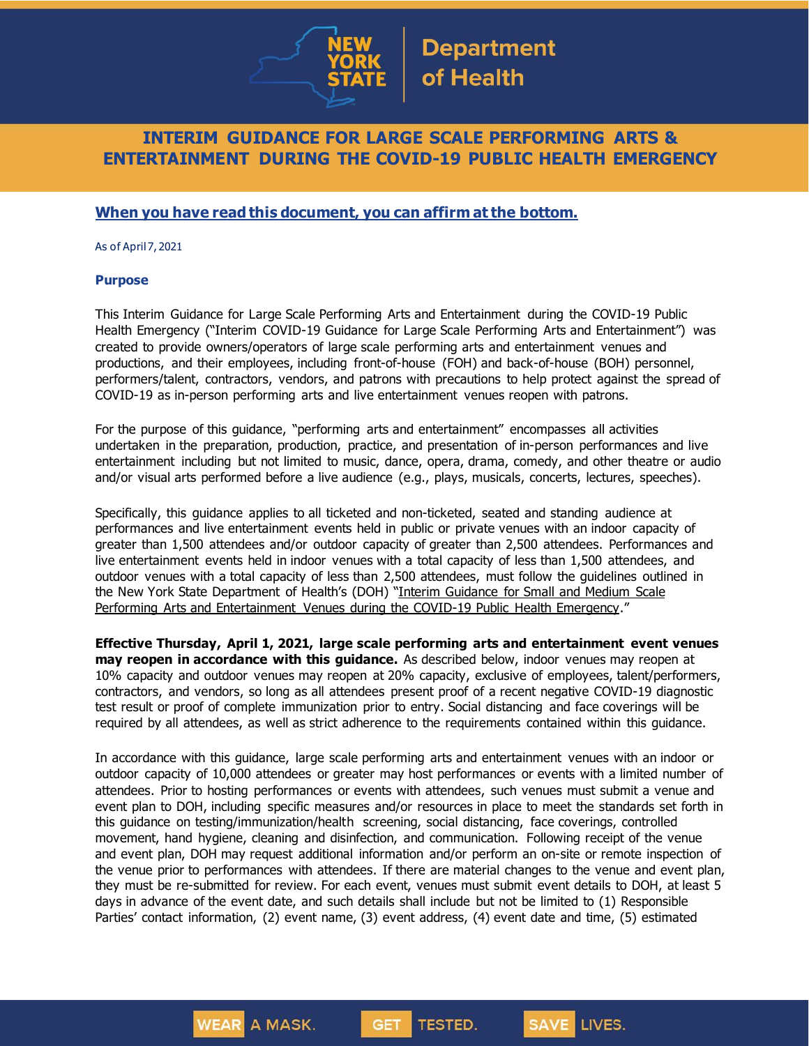# INTERIM GUIDANCE FOR LARGE SCALE PERFORMING ARTS & ENTERTAINMENT DURING THE COVID-19 PUBLIC HEALTH EMERGENCY

**When you have read this document, you can affirm at the bottom.**

As of April 7, 2021

## Purpose

This Interim Guidance for Large Scale Performing Arts and Entertainment during the COVID-19 Public Health Emergency ("Interim COVID-19 Guidance for Large Scale Performing Arts and Entertainment") was created to provide owners/operators of large scale performing arts and entertainment venues and productions, and their employees, including front-of-house (FOH) and back-of-house (BOH) personnel, performers/talent, contractors, vendors, and patrons with precautions to help protect against the spread of COVID-19 as in-person performing arts and live entertainment venues reopen with patrons.

For the purpose of this guidance, "performing arts and entertainment" encompasses all activities undertaken in the preparation, production, practice, and presentation of in-person performances and live entertainment including but not limited to music, dance, opera, drama, comedy, and other theatre or audio and/or visual arts performed before a live audience (e.g., plays, musicals, concerts, lectures, speeches).

Specifically, this guidance applies to all ticketed and non-ticketed, seated and standing audience at performances and live entertainment events held in public or private venues with an indoor capacity of greater than 1,500 attendees and/or outdoor capacity of greater than 2,500 attendees. Performances and live entertainment events held in indoor venues with a total capacity of less than 1,500 attendees, and outdoor venues with a total capacity of less than 2,500 attendees, must follow the guidelines outlined in the New York State Department of Health's (DOH) "Interim Guidance for Small and Medium Scale Performing Arts and Entertainment Venues during the COVID-19 Public Health Emergency."

**Effective Thursday, April 1, 2021, large scale performing arts and entertainment event venues may reopen in accordance with this guidance.** As described below, indoor venues may reopen at 10% capacity and outdoor venues may reopen at 20% capacity, exclusive of employees, talent/performers, contractors, and vendors, so long as all attendees present proof of a recent negative COVID-19 diagnostic test result or proof of complete immunization prior to entry. Social distancing and face coverings will be required by all attendees, as well as strict adherence to the requirements contained within this guidance.

In accordance with this guidance, large scale performing arts and entertainment venues with an indoor or outdoor capacity of 10,000 attendees or greater may host performances or events with a limited number of attendees. Prior to hosting performances or events with attendees, such venues must submit a venue and event plan to DOH, including specific measures and/or resources in place to meet the standards set forth in this guidance on testing/immunization/health screening, social distancing, face coverings, controlled movement, hand hygiene, cleaning and disinfection, and communication. Following receipt of the venue and event plan, DOH may request additional information and/or perform an on-site or remote inspection of the venue prior to performances with attendees. If there are material changes to the venue and event plan, they must be re-submitted for review. For each event, venues must submit event details to DOH, at least 5 days in advance of the event date, and such details shall include but not be limited to (1) Responsible Parties' contact information, (2) event name, (3) event address, (4) event date and time, (5) estimated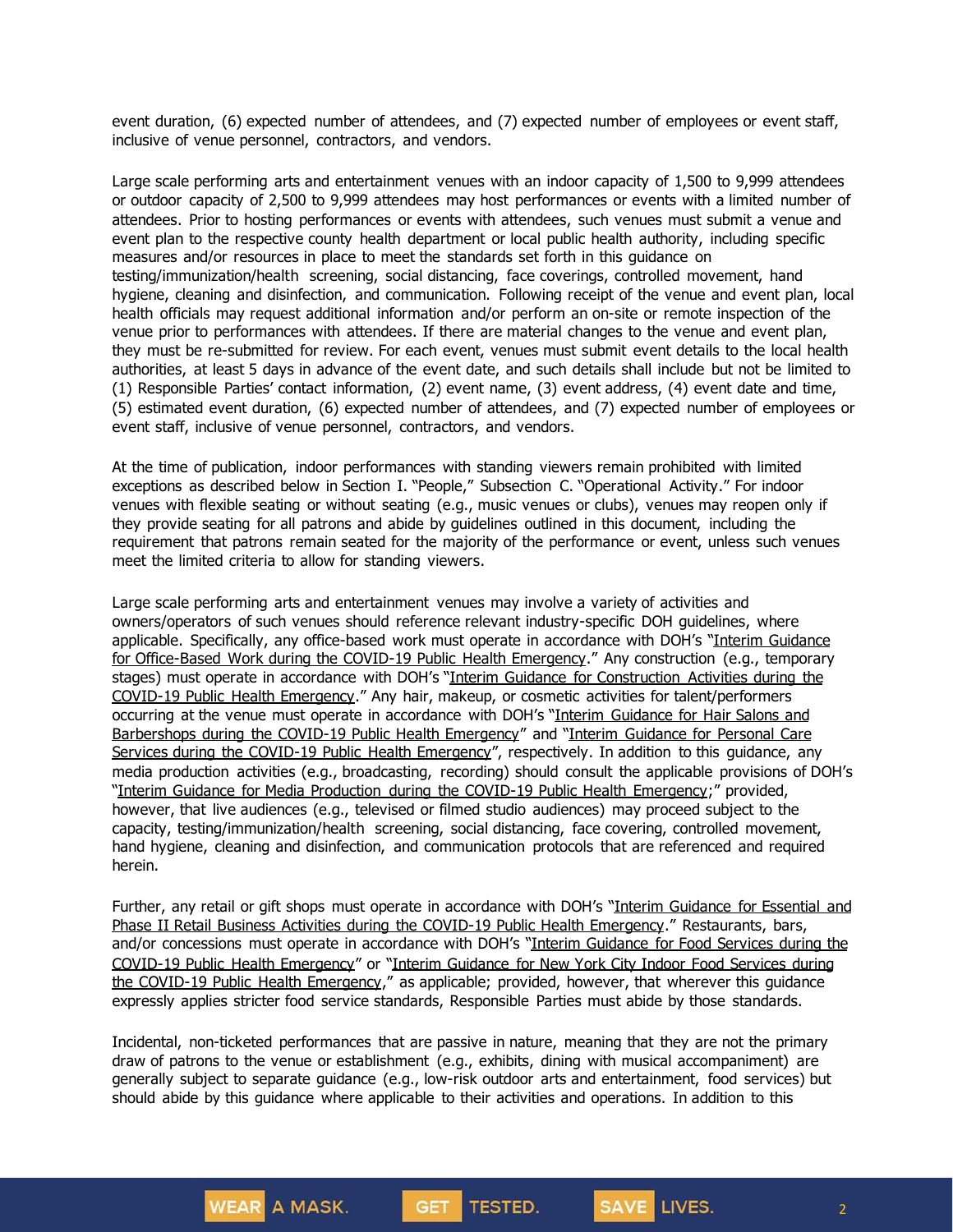event duration, (6) expected number of attendees, and (7) expected number of employees or event staff, inclusive of venue personnel, contractors, and vendors.

Large scale performing arts and entertainment venues with an indoor capacity of 1,500 to 9,999 attendees or outdoor capacity of 2,500 to 9,999 attendees may host performances or events with a limited number of attendees. Prior to hosting performances or events with attendees, such venues must submit a venue and event plan to the respective county health department or local public health authority, including specific measures and/or resources in place to meet the standards set forth in this guidance on testing/immunization/health screening, social distancing, face coverings, controlled movement, hand hygiene, cleaning and disinfection, and communication. Following receipt of the venue and event plan, local health officials may request additional information and/or perform an on-site or remote inspection of the venue prior to performances with attendees. If there are material changes to the venue and event plan, they must be re-submitted for review. For each event, venues must submit event details to the local health authorities, at least 5 days in advance of the event date, and such details shall include but not be limited to (1) Responsible Parties' contact information, (2) event name, (3) event address, (4) event date and time, (5) estimated event duration, (6) expected number of attendees, and (7) expected number of employees or event staff, inclusive of venue personnel, contractors, and vendors.

At the time of publication, indoor performances with standing viewers remain prohibited with limited exceptions as described below in Section I. "People," Subsection C. "Operational Activity." For indoor venues with flexible seating or without seating (e.g., music venues or clubs), venues may reopen only if they provide seating for all patrons and abide by guidelines outlined in this document, including the requirement that patrons remain seated for the majority of the performance or event, unless such venues meet the limited criteria to allow for standing viewers.

Large scale performing arts and entertainment venues may involve a variety of activities and owners/operators of such venues should reference relevant industry-specific DOH guidelines, where applicable. Specifically, any office-based work must operate in accordance with DOH's "Interim Guidance for Office-Based Work during the COVID-19 Public Health Emergency." Any construction (e.g., temporary stages) must operate in accordance with DOH's "Interim Guidance for Construction Activities during the COVID-19 Public Health Emergency." Any hair, makeup, or cosmetic activities for talent/performers occurring at the venue must operate in accordance with DOH's "Interim Guidance for Hair Salons and Barbershops during the COVID-19 Public Health Emergency" and "Interim Guidance for Personal Care Services during the COVID-19 Public Health Emergency", respectively. In addition to this guidance, any media production activities (e.g., broadcasting, recording) should consult the applicable provisions of DOH's "Interim Guidance for Media Production during the COVID-19 Public Health Emergency;" provided, however, that live audiences (e.g., televised or filmed studio audiences) may proceed subject to the capacity, testing/immunization/health screening, social distancing, face covering, controlled movement, hand hygiene, cleaning and disinfection, and communication protocols that are referenced and required herein.

Further, any retail or gift shops must operate in accordance with DOH's "Interim Guidance for Essential and Phase II Retail Business Activities during the COVID-19 Public Health Emergency." Restaurants, bars, and/or concessions must operate in accordance with DOH's "Interim Guidance for Food Services during the COVID-19 Public Health Emergency" or "Interim Guidance for New York City Indoor Food Services during the COVID-19 Public Health Emergency," as applicable; provided, however, that wherever this guidance expressly applies stricter food service standards, Responsible Parties must abide by those standards.

Incidental, non-ticketed performances that are passive in nature, meaning that they are not the primary draw of patrons to the venue or establishment (e.g., exhibits, dining with musical accompaniment) are generally subject to separate guidance (e.g., low-risk outdoor arts and entertainment, food services) but should abide by this guidance where applicable to their activities and operations. In addition to this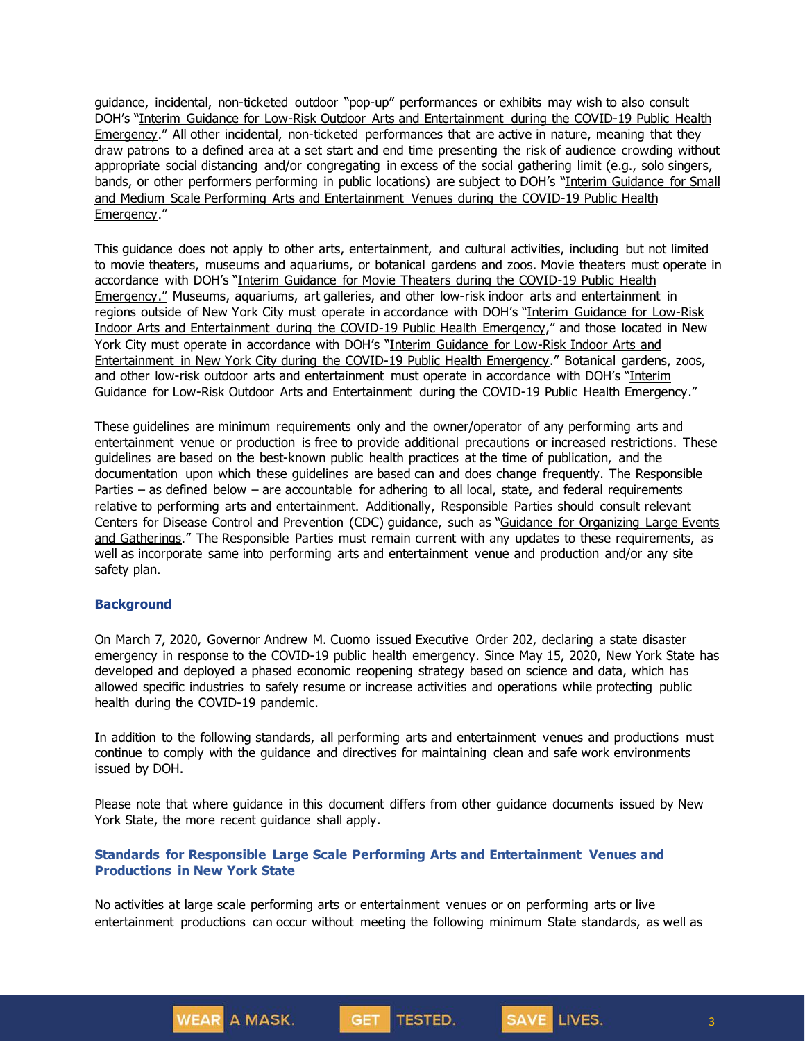guidance, incidental, non-ticketed outdoor "pop-up" performances or exhibits may wish to also consult DOH's "Interim Guidance for Low-Risk Outdoor Arts and Entertainment during the COVID-19 Public Health Emergency." All other incidental, non-ticketed performances that are active in nature, meaning that they draw patrons to a defined area at a set start and end time presenting the risk of audience crowding without appropriate social distancing and/or congregating in excess of the social gathering limit (e.g., solo singers, bands, or other performers performing in public locations) are subject to DOH's "Interim Guidance for Small and Medium Scale Performing Arts and Entertainment Venues during the COVID-19 Public Health Emergency."

This guidance does not apply to other arts, entertainment, and cultural activities, including but not limited to movie theaters, museums and aquariums, or botanical gardens and zoos. Movie theaters must operate in accordance with DOH's "Interim Guidance for Movie Theaters during the COVID-19 Public Health Emergency." Museums, aquariums, art galleries, and other low-risk indoor arts and entertainment in regions outside of New York City must operate in accordance with DOH's "Interim Guidance for Low-Risk Indoor Arts and Entertainment during the COVID-19 Public Health Emergency," and those located in New York City must operate in accordance with DOH's "Interim Guidance for Low-Risk Indoor Arts and Entertainment in New York City during the COVID-19 Public Health Emergency." Botanical gardens, zoos, and other low-risk outdoor arts and entertainment must operate in accordance with DOH's "Interim Guidance for Low-Risk Outdoor Arts and Entertainment during the COVID-19 Public Health Emergency."

These guidelines are minimum requirements only and the owner/operator of any performing arts and entertainment venue or production is free to provide additional precautions or increased restrictions. These guidelines are based on the best-known public health practices at the time of publication, and the documentation upon which these guidelines are based can and does change frequently. The Responsible Parties – as defined below – are accountable for adhering to all local, state, and federal requirements relative to performing arts and entertainment. Additionally, Responsible Parties should consult relevant Centers for Disease Control and Prevention (CDC) guidance, such as "Guidance for Organizing Large Events and Gatherings." The Responsible Parties must remain current with any updates to these requirements, as well as incorporate same into performing arts and entertainment venue and production and/or any site safety plan.

## Background

On March 7, 2020, Governor Andrew M. Cuomo issued Executive Order 202, declaring a state disaster emergency in response to the COVID-19 public health emergency. Since May 15, 2020, New York State has developed and deployed a phased economic reopening strategy based on science and data, which has allowed specific industries to safely resume or increase activities and operations while protecting public health during the COVID-19 pandemic.

In addition to the following standards, all performing arts and entertainment venues and productions must continue to comply with the guidance and directives for maintaining clean and safe work environments issued by DOH.

Please note that where guidance in this document differs from other guidance documents issued by New York State, the more recent guidance shall apply.

## Standards for Responsible Large Scale Performing Arts and Entertainment Venues and Productions in New York State

No activities at large scale performing arts or entertainment venues or on performing arts or live entertainment productions can occur without meeting the following minimum State standards, as well as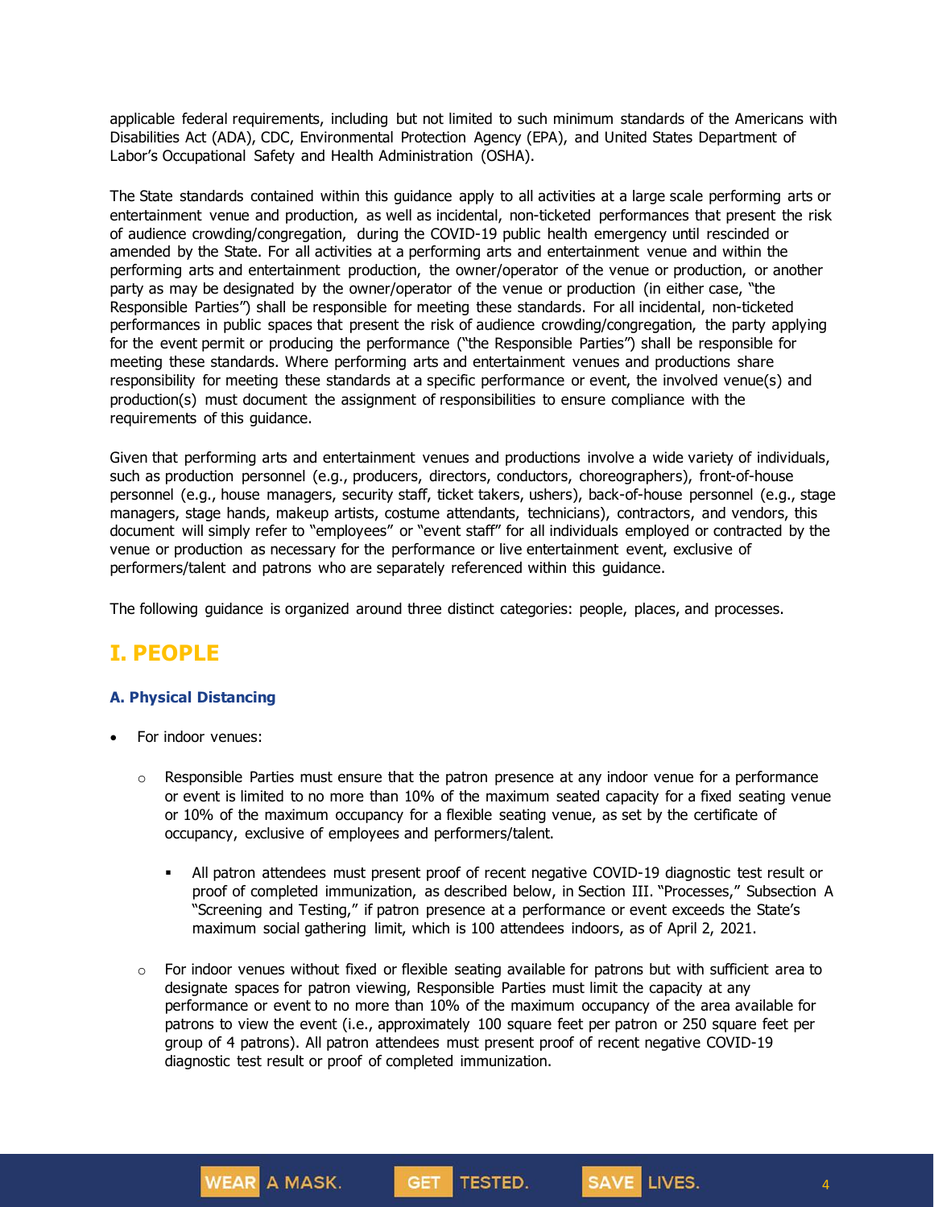applicable federal requirements, including but not limited to such minimum standards of the Americans with Disabilities Act (ADA), CDC, Environmental Protection Agency (EPA), and United States Department of Labor's Occupational Safety and Health Administration (OSHA).

The State standards contained within this guidance apply to all activities at a large scale performing arts or entertainment venue and production, as well as incidental, non-ticketed performances that present the risk of audience crowding/congregation, during the COVID-19 public health emergency until rescinded or amended by the State. For all activities at a performing arts and entertainment venue and within the performing arts and entertainment production, the owner/operator of the venue or production, or another party as may be designated by the owner/operator of the venue or production (in either case, "the Responsible Parties") shall be responsible for meeting these standards. For all incidental, non-ticketed performances in public spaces that present the risk of audience crowding/congregation, the party applying for the event permit or producing the performance ("the Responsible Parties") shall be responsible for meeting these standards. Where performing arts and entertainment venues and productions share responsibility for meeting these standards at a specific performance or event, the involved venue(s) and production(s) must document the assignment of responsibilities to ensure compliance with the requirements of this guidance.

Given that performing arts and entertainment venues and productions involve a wide variety of individuals, such as production personnel (e.g., producers, directors, conductors, choreographers), front-of-house personnel (e.g., house managers, security staff, ticket takers, ushers), back-of-house personnel (e.g., stage managers, stage hands, makeup artists, costume attendants, technicians), contractors, and vendors, this document will simply refer to "employees" or "event staff" for all individuals employed or contracted by the venue or production as necessary for the performance or live entertainment event, exclusive of performers/talent and patrons who are separately referenced within this guidance.

The following guidance is organized around three distinct categories: people, places, and processes.

# I. PEOPLE

### A. Physical Distancing

- For indoor venues:
  - Responsible Parties must ensure that the patron presence at any indoor venue for a performance or event is limited to no more than 10% of the maximum seated capacity for a fixed seating venue or 10% of the maximum occupancy for a flexible seating venue, as set by the certificate of occupancy, exclusive of employees and performers/talent.
    - All patron attendees must present proof of recent negative COVID-19 diagnostic test result or proof of completed immunization, as described below, in Section III. "Processes," Subsection A "Screening and Testing," if patron presence at a performance or event exceeds the State's maximum social gathering limit, which is 100 attendees indoors, as of April 2, 2021.
  - For indoor venues without fixed or flexible seating available for patrons but with sufficient area to designate spaces for patron viewing, Responsible Parties must limit the capacity at any performance or event to no more than 10% of the maximum occupancy of the area available for patrons to view the event (i.e., approximately 100 square feet per patron or 250 square feet per group of 4 patrons). All patron attendees must present proof of recent negative COVID-19 diagnostic test result or proof of completed immunization.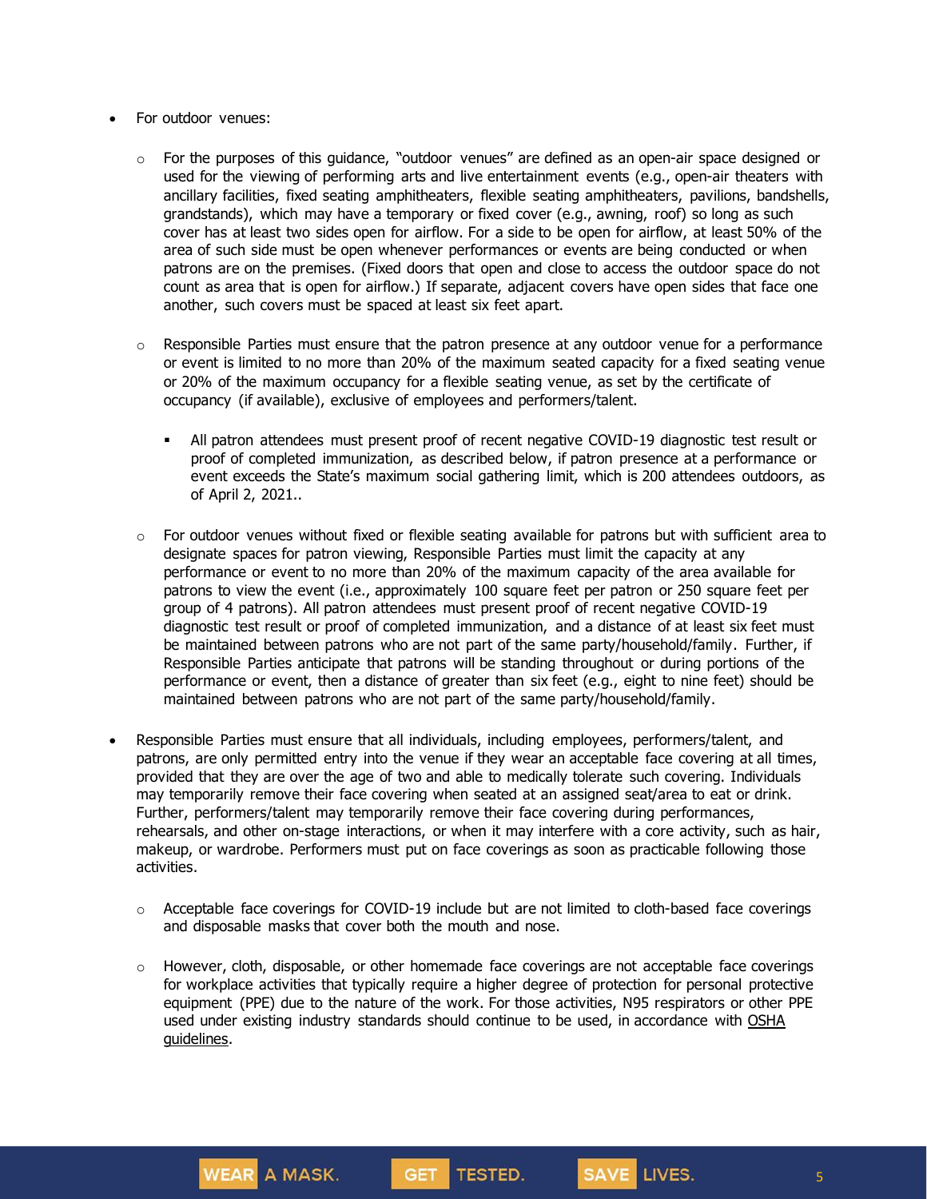- For outdoor venues:
  - For the purposes of this guidance, "outdoor venues" are defined as an open-air space designed or used for the viewing of performing arts and live entertainment events (e.g., open-air theaters with ancillary facilities, fixed seating amphitheaters, flexible seating amphitheaters, pavilions, bandshells, grandstands), which may have a temporary or fixed cover (e.g., awning, roof) so long as such cover has at least two sides open for airflow. For a side to be open for airflow, at least 50% of the area of such side must be open whenever performances or events are being conducted or when patrons are on the premises. (Fixed doors that open and close to access the outdoor space do not count as area that is open for airflow.) If separate, adjacent covers have open sides that face one another, such covers must be spaced at least six feet apart.
  - Responsible Parties must ensure that the patron presence at any outdoor venue for a performance or event is limited to no more than 20% of the maximum seated capacity for a fixed seating venue or 20% of the maximum occupancy for a flexible seating venue, as set by the certificate of occupancy (if available), exclusive of employees and performers/talent.
    - All patron attendees must present proof of recent negative COVID-19 diagnostic test result or proof of completed immunization, as described below, if patron presence at a performance or event exceeds the State's maximum social gathering limit, which is 200 attendees outdoors, as of April 2, 2021..
  - For outdoor venues without fixed or flexible seating available for patrons but with sufficient area to designate spaces for patron viewing, Responsible Parties must limit the capacity at any performance or event to no more than 20% of the maximum capacity of the area available for patrons to view the event (i.e., approximately 100 square feet per patron or 250 square feet per group of 4 patrons). All patron attendees must present proof of recent negative COVID-19 diagnostic test result or proof of completed immunization, and a distance of at least six feet must be maintained between patrons who are not part of the same party/household/family. Further, if Responsible Parties anticipate that patrons will be standing throughout or during portions of the performance or event, then a distance of greater than six feet (e.g., eight to nine feet) should be maintained between patrons who are not part of the same party/household/family.
- Responsible Parties must ensure that all individuals, including employees, performers/talent, and patrons, are only permitted entry into the venue if they wear an acceptable face covering at all times, provided that they are over the age of two and able to medically tolerate such covering. Individuals may temporarily remove their face covering when seated at an assigned seat/area to eat or drink. Further, performers/talent may temporarily remove their face covering during performances, rehearsals, and other on-stage interactions, or when it may interfere with a core activity, such as hair, makeup, or wardrobe. Performers must put on face coverings as soon as practicable following those activities.
  - Acceptable face coverings for COVID-19 include but are not limited to cloth-based face coverings and disposable masks that cover both the mouth and nose.
  - However, cloth, disposable, or other homemade face coverings are not acceptable face coverings for workplace activities that typically require a higher degree of protection for personal protective equipment (PPE) due to the nature of the work. For those activities, N95 respirators or other PPE used under existing industry standards should continue to be used, in accordance with OSHA guidelines.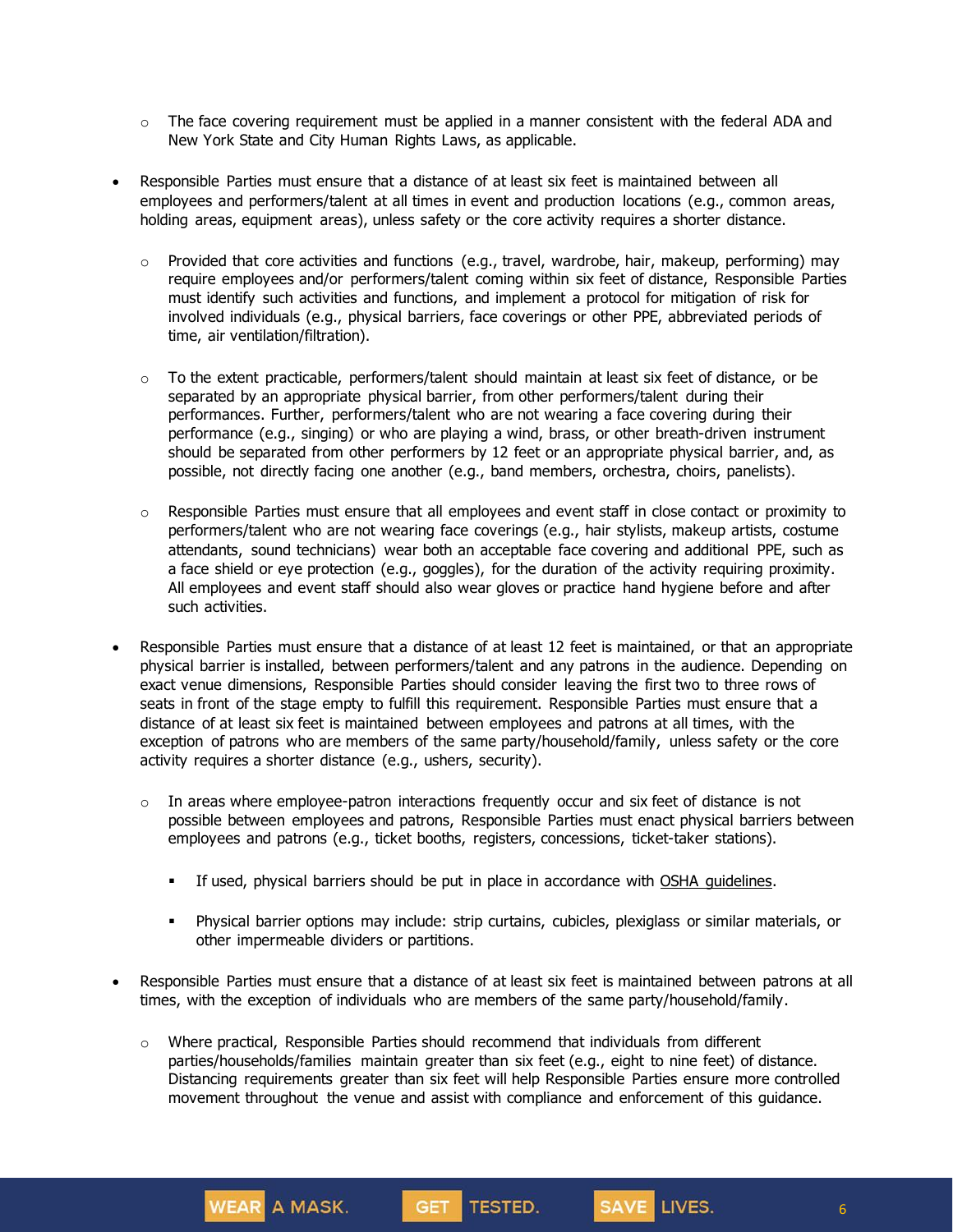- The face covering requirement must be applied in a manner consistent with the federal ADA and New York State and City Human Rights Laws, as applicable.

- Responsible Parties must ensure that a distance of at least six feet is maintained between all employees and performers/talent at all times in event and production locations (e.g., common areas, holding areas, equipment areas), unless safety or the core activity requires a shorter distance.

    - Provided that core activities and functions (e.g., travel, wardrobe, hair, makeup, performing) may require employees and/or performers/talent coming within six feet of distance, Responsible Parties must identify such activities and functions, and implement a protocol for mitigation of risk for involved individuals (e.g., physical barriers, face coverings or other PPE, abbreviated periods of time, air ventilation/filtration).

    - To the extent practicable, performers/talent should maintain at least six feet of distance, or be separated by an appropriate physical barrier, from other performers/talent during their performances. Further, performers/talent who are not wearing a face covering during their performance (e.g., singing) or who are playing a wind, brass, or other breath-driven instrument should be separated from other performers by 12 feet or an appropriate physical barrier, and, as possible, not directly facing one another (e.g., band members, orchestra, choirs, panelists).

    - Responsible Parties must ensure that all employees and event staff in close contact or proximity to performers/talent who are not wearing face coverings (e.g., hair stylists, makeup artists, costume attendants, sound technicians) wear both an acceptable face covering and additional PPE, such as a face shield or eye protection (e.g., goggles), for the duration of the activity requiring proximity. All employees and event staff should also wear gloves or practice hand hygiene before and after such activities.

- Responsible Parties must ensure that a distance of at least 12 feet is maintained, or that an appropriate physical barrier is installed, between performers/talent and any patrons in the audience. Depending on exact venue dimensions, Responsible Parties should consider leaving the first two to three rows of seats in front of the stage empty to fulfill this requirement. Responsible Parties must ensure that a distance of at least six feet is maintained between employees and patrons at all times, with the exception of patrons who are members of the same party/household/family, unless safety or the core activity requires a shorter distance (e.g., ushers, security).

    - In areas where employee-patron interactions frequently occur and six feet of distance is not possible between employees and patrons, Responsible Parties must enact physical barriers between employees and patrons (e.g., ticket booths, registers, concessions, ticket-taker stations).

        - If used, physical barriers should be put in place in accordance with OSHA guidelines.

        - Physical barrier options may include: strip curtains, cubicles, plexiglass or similar materials, or other impermeable dividers or partitions.

- Responsible Parties must ensure that a distance of at least six feet is maintained between patrons at all times, with the exception of individuals who are members of the same party/household/family.

    - Where practical, Responsible Parties should recommend that individuals from different parties/households/families maintain greater than six feet (e.g., eight to nine feet) of distance. Distancing requirements greater than six feet will help Responsible Parties ensure more controlled movement throughout the venue and assist with compliance and enforcement of this guidance.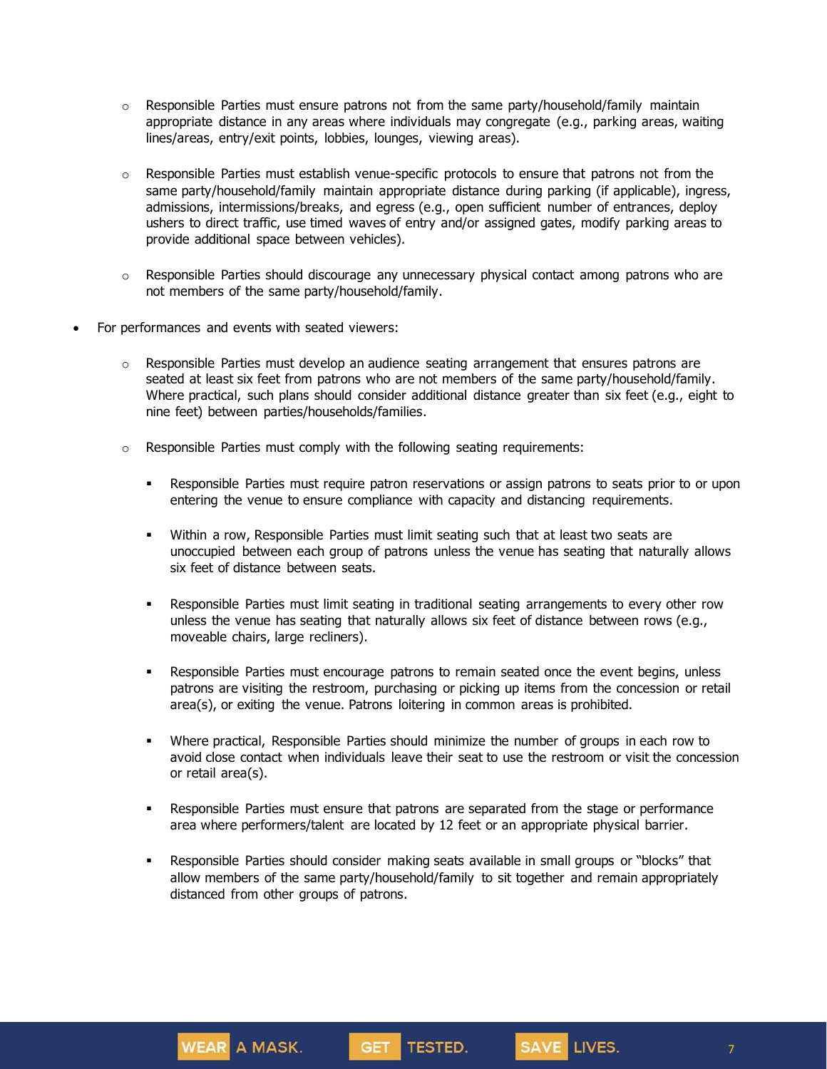- Responsible Parties must ensure patrons not from the same party/household/family maintain appropriate distance in any areas where individuals may congregate (e.g., parking areas, waiting lines/areas, entry/exit points, lobbies, lounges, viewing areas).

- Responsible Parties must establish venue-specific protocols to ensure that patrons not from the same party/household/family maintain appropriate distance during parking (if applicable), ingress, admissions, intermissions/breaks, and egress (e.g., open sufficient number of entrances, deploy ushers to direct traffic, use timed waves of entry and/or assigned gates, modify parking areas to provide additional space between vehicles).

- Responsible Parties should discourage any unnecessary physical contact among patrons who are not members of the same party/household/family.

- For performances and events with seated viewers:

  - Responsible Parties must develop an audience seating arrangement that ensures patrons are seated at least six feet from patrons who are not members of the same party/household/family. Where practical, such plans should consider additional distance greater than six feet (e.g., eight to nine feet) between parties/households/families.

  - Responsible Parties must comply with the following seating requirements:

    - Responsible Parties must require patron reservations or assign patrons to seats prior to or upon entering the venue to ensure compliance with capacity and distancing requirements.

    - Within a row, Responsible Parties must limit seating such that at least two seats are unoccupied between each group of patrons unless the venue has seating that naturally allows six feet of distance between seats.

    - Responsible Parties must limit seating in traditional seating arrangements to every other row unless the venue has seating that naturally allows six feet of distance between rows (e.g., moveable chairs, large recliners).

    - Responsible Parties must encourage patrons to remain seated once the event begins, unless patrons are visiting the restroom, purchasing or picking up items from the concession or retail area(s), or exiting the venue. Patrons loitering in common areas is prohibited.

    - Where practical, Responsible Parties should minimize the number of groups in each row to avoid close contact when individuals leave their seat to use the restroom or visit the concession or retail area(s).

    - Responsible Parties must ensure that patrons are separated from the stage or performance area where performers/talent are located by 12 feet or an appropriate physical barrier.

    - Responsible Parties should consider making seats available in small groups or "blocks" that allow members of the same party/household/family to sit together and remain appropriately distanced from other groups of patrons.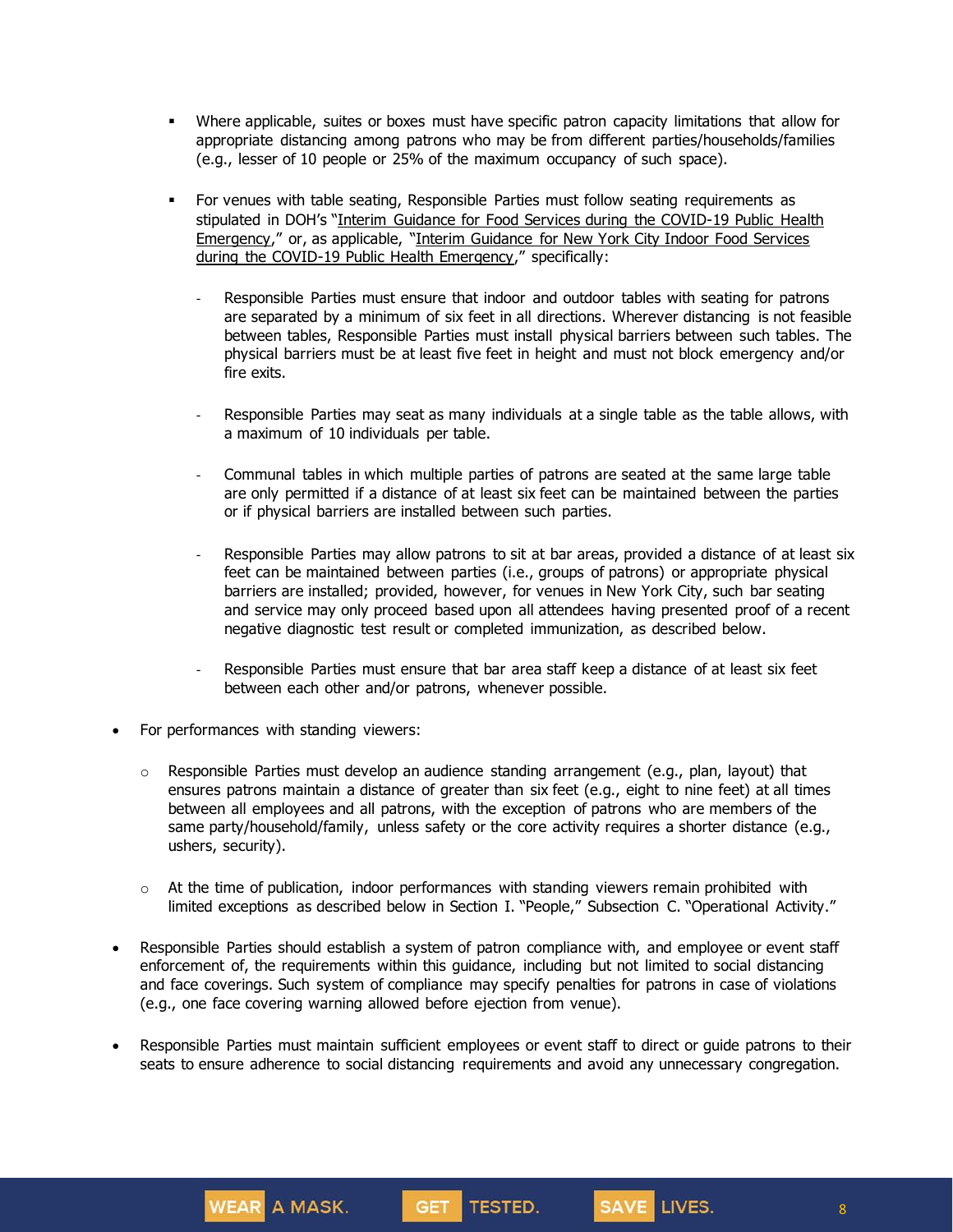- Where applicable, suites or boxes must have specific patron capacity limitations that allow for appropriate distancing among patrons who may be from different parties/households/families (e.g., lesser of 10 people or 25% of the maximum occupancy of such space).

- For venues with table seating, Responsible Parties must follow seating requirements as stipulated in DOH's "Interim Guidance for Food Services during the COVID-19 Public Health Emergency," or, as applicable, "Interim Guidance for New York City Indoor Food Services during the COVID-19 Public Health Emergency," specifically:

  - Responsible Parties must ensure that indoor and outdoor tables with seating for patrons are separated by a minimum of six feet in all directions. Wherever distancing is not feasible between tables, Responsible Parties must install physical barriers between such tables. The physical barriers must be at least five feet in height and must not block emergency and/or fire exits.

  - Responsible Parties may seat as many individuals at a single table as the table allows, with a maximum of 10 individuals per table.

  - Communal tables in which multiple parties of patrons are seated at the same large table are only permitted if a distance of at least six feet can be maintained between the parties or if physical barriers are installed between such parties.

  - Responsible Parties may allow patrons to sit at bar areas, provided a distance of at least six feet can be maintained between parties (i.e., groups of patrons) or appropriate physical barriers are installed; provided, however, for venues in New York City, such bar seating and service may only proceed based upon all attendees having presented proof of a recent negative diagnostic test result or completed immunization, as described below.

  - Responsible Parties must ensure that bar area staff keep a distance of at least six feet between each other and/or patrons, whenever possible.

- For performances with standing viewers:

  - Responsible Parties must develop an audience standing arrangement (e.g., plan, layout) that ensures patrons maintain a distance of greater than six feet (e.g., eight to nine feet) at all times between all employees and all patrons, with the exception of patrons who are members of the same party/household/family, unless safety or the core activity requires a shorter distance (e.g., ushers, security).

  - At the time of publication, indoor performances with standing viewers remain prohibited with limited exceptions as described below in Section I. "People," Subsection C. "Operational Activity."

- Responsible Parties should establish a system of patron compliance with, and employee or event staff enforcement of, the requirements within this guidance, including but not limited to social distancing and face coverings. Such system of compliance may specify penalties for patrons in case of violations (e.g., one face covering warning allowed before ejection from venue).

- Responsible Parties must maintain sufficient employees or event staff to direct or guide patrons to their seats to ensure adherence to social distancing requirements and avoid any unnecessary congregation.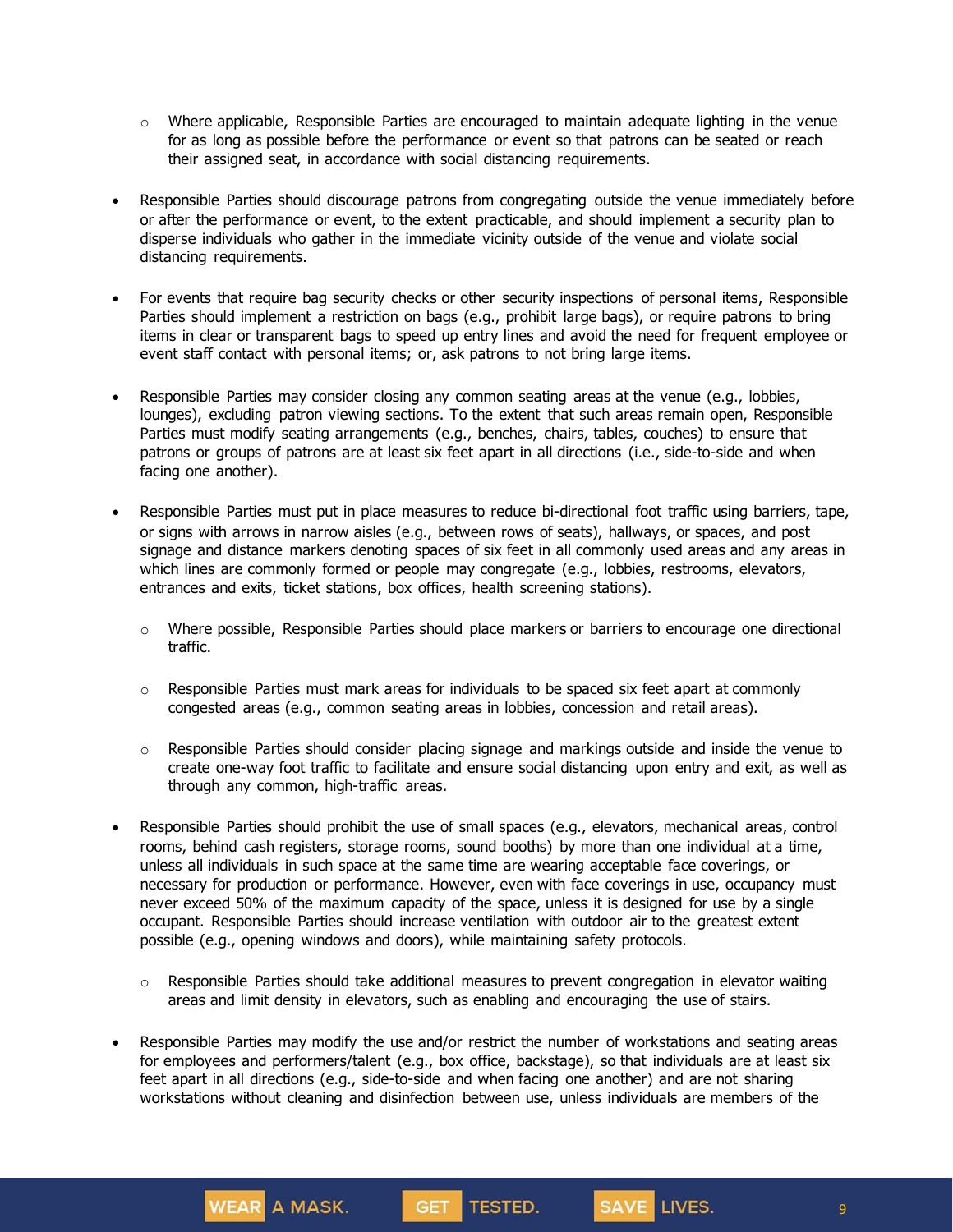- Where applicable, Responsible Parties are encouraged to maintain adequate lighting in the venue for as long as possible before the performance or event so that patrons can be seated or reach their assigned seat, in accordance with social distancing requirements.

- Responsible Parties should discourage patrons from congregating outside the venue immediately before or after the performance or event, to the extent practicable, and should implement a security plan to disperse individuals who gather in the immediate vicinity outside of the venue and violate social distancing requirements.

- For events that require bag security checks or other security inspections of personal items, Responsible Parties should implement a restriction on bags (e.g., prohibit large bags), or require patrons to bring items in clear or transparent bags to speed up entry lines and avoid the need for frequent employee or event staff contact with personal items; or, ask patrons to not bring large items.

- Responsible Parties may consider closing any common seating areas at the venue (e.g., lobbies, lounges), excluding patron viewing sections. To the extent that such areas remain open, Responsible Parties must modify seating arrangements (e.g., benches, chairs, tables, couches) to ensure that patrons or groups of patrons are at least six feet apart in all directions (i.e., side-to-side and when facing one another).

- Responsible Parties must put in place measures to reduce bi-directional foot traffic using barriers, tape, or signs with arrows in narrow aisles (e.g., between rows of seats), hallways, or spaces, and post signage and distance markers denoting spaces of six feet in all commonly used areas and any areas in which lines are commonly formed or people may congregate (e.g., lobbies, restrooms, elevators, entrances and exits, ticket stations, box offices, health screening stations).

  - Where possible, Responsible Parties should place markers or barriers to encourage one directional traffic.

  - Responsible Parties must mark areas for individuals to be spaced six feet apart at commonly congested areas (e.g., common seating areas in lobbies, concession and retail areas).

  - Responsible Parties should consider placing signage and markings outside and inside the venue to create one-way foot traffic to facilitate and ensure social distancing upon entry and exit, as well as through any common, high-traffic areas.

- Responsible Parties should prohibit the use of small spaces (e.g., elevators, mechanical areas, control rooms, behind cash registers, storage rooms, sound booths) by more than one individual at a time, unless all individuals in such space at the same time are wearing acceptable face coverings, or necessary for production or performance. However, even with face coverings in use, occupancy must never exceed 50% of the maximum capacity of the space, unless it is designed for use by a single occupant. Responsible Parties should increase ventilation with outdoor air to the greatest extent possible (e.g., opening windows and doors), while maintaining safety protocols.

  - Responsible Parties should take additional measures to prevent congregation in elevator waiting areas and limit density in elevators, such as enabling and encouraging the use of stairs.

- Responsible Parties may modify the use and/or restrict the number of workstations and seating areas for employees and performers/talent (e.g., box office, backstage), so that individuals are at least six feet apart in all directions (e.g., side-to-side and when facing one another) and are not sharing workstations without cleaning and disinfection between use, unless individuals are members of the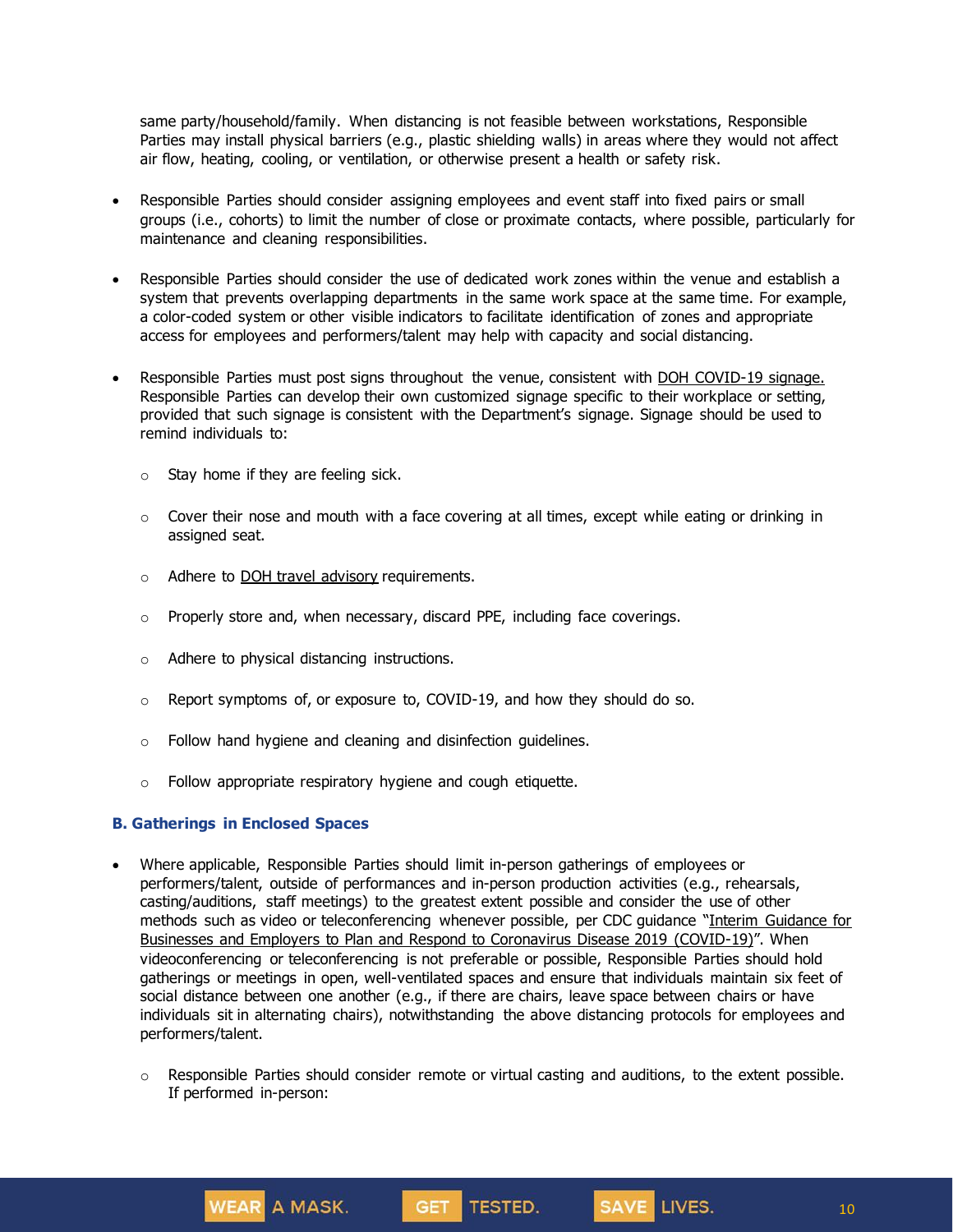same party/household/family. When distancing is not feasible between workstations, Responsible Parties may install physical barriers (e.g., plastic shielding walls) in areas where they would not affect air flow, heating, cooling, or ventilation, or otherwise present a health or safety risk.

- Responsible Parties should consider assigning employees and event staff into fixed pairs or small groups (i.e., cohorts) to limit the number of close or proximate contacts, where possible, particularly for maintenance and cleaning responsibilities.

- Responsible Parties should consider the use of dedicated work zones within the venue and establish a system that prevents overlapping departments in the same work space at the same time. For example, a color-coded system or other visible indicators to facilitate identification of zones and appropriate access for employees and performers/talent may help with capacity and social distancing.

- Responsible Parties must post signs throughout the venue, consistent with DOH COVID-19 signage. Responsible Parties can develop their own customized signage specific to their workplace or setting, provided that such signage is consistent with the Department's signage. Signage should be used to remind individuals to:

  - Stay home if they are feeling sick.
  - Cover their nose and mouth with a face covering at all times, except while eating or drinking in assigned seat.
  - Adhere to DOH travel advisory requirements.
  - Properly store and, when necessary, discard PPE, including face coverings.
  - Adhere to physical distancing instructions.
  - Report symptoms of, or exposure to, COVID-19, and how they should do so.
  - Follow hand hygiene and cleaning and disinfection guidelines.
  - Follow appropriate respiratory hygiene and cough etiquette.

### B. Gatherings in Enclosed Spaces

- Where applicable, Responsible Parties should limit in-person gatherings of employees or performers/talent, outside of performances and in-person production activities (e.g., rehearsals, casting/auditions, staff meetings) to the greatest extent possible and consider the use of other methods such as video or teleconferencing whenever possible, per CDC guidance "Interim Guidance for Businesses and Employers to Plan and Respond to Coronavirus Disease 2019 (COVID-19)". When videoconferencing or teleconferencing is not preferable or possible, Responsible Parties should hold gatherings or meetings in open, well-ventilated spaces and ensure that individuals maintain six feet of social distance between one another (e.g., if there are chairs, leave space between chairs or have individuals sit in alternating chairs), notwithstanding the above distancing protocols for employees and performers/talent.

  - Responsible Parties should consider remote or virtual casting and auditions, to the extent possible. If performed in-person: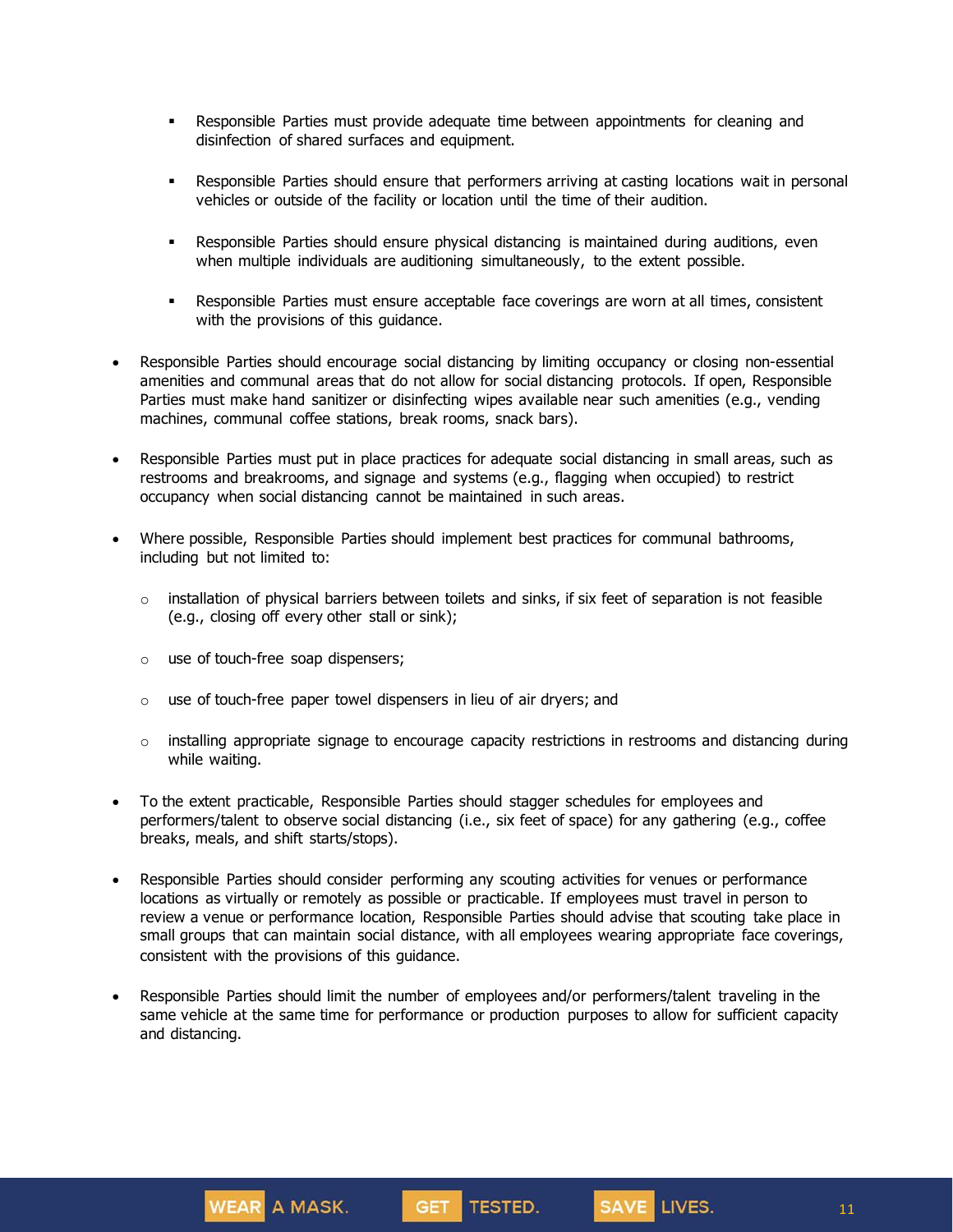- Responsible Parties must provide adequate time between appointments for cleaning and disinfection of shared surfaces and equipment.

    - Responsible Parties should ensure that performers arriving at casting locations wait in personal vehicles or outside of the facility or location until the time of their audition.

    - Responsible Parties should ensure physical distancing is maintained during auditions, even when multiple individuals are auditioning simultaneously, to the extent possible.

    - Responsible Parties must ensure acceptable face coverings are worn at all times, consistent with the provisions of this guidance.

- Responsible Parties should encourage social distancing by limiting occupancy or closing non-essential amenities and communal areas that do not allow for social distancing protocols. If open, Responsible Parties must make hand sanitizer or disinfecting wipes available near such amenities (e.g., vending machines, communal coffee stations, break rooms, snack bars).

- Responsible Parties must put in place practices for adequate social distancing in small areas, such as restrooms and breakrooms, and signage and systems (e.g., flagging when occupied) to restrict occupancy when social distancing cannot be maintained in such areas.

- Where possible, Responsible Parties should implement best practices for communal bathrooms, including but not limited to:

  - installation of physical barriers between toilets and sinks, if six feet of separation is not feasible (e.g., closing off every other stall or sink);

  - use of touch-free soap dispensers;

  - use of touch-free paper towel dispensers in lieu of air dryers; and

  - installing appropriate signage to encourage capacity restrictions in restrooms and distancing during while waiting.

- To the extent practicable, Responsible Parties should stagger schedules for employees and performers/talent to observe social distancing (i.e., six feet of space) for any gathering (e.g., coffee breaks, meals, and shift starts/stops).

- Responsible Parties should consider performing any scouting activities for venues or performance locations as virtually or remotely as possible or practicable. If employees must travel in person to review a venue or performance location, Responsible Parties should advise that scouting take place in small groups that can maintain social distance, with all employees wearing appropriate face coverings, consistent with the provisions of this guidance.

- Responsible Parties should limit the number of employees and/or performers/talent traveling in the same vehicle at the same time for performance or production purposes to allow for sufficient capacity and distancing.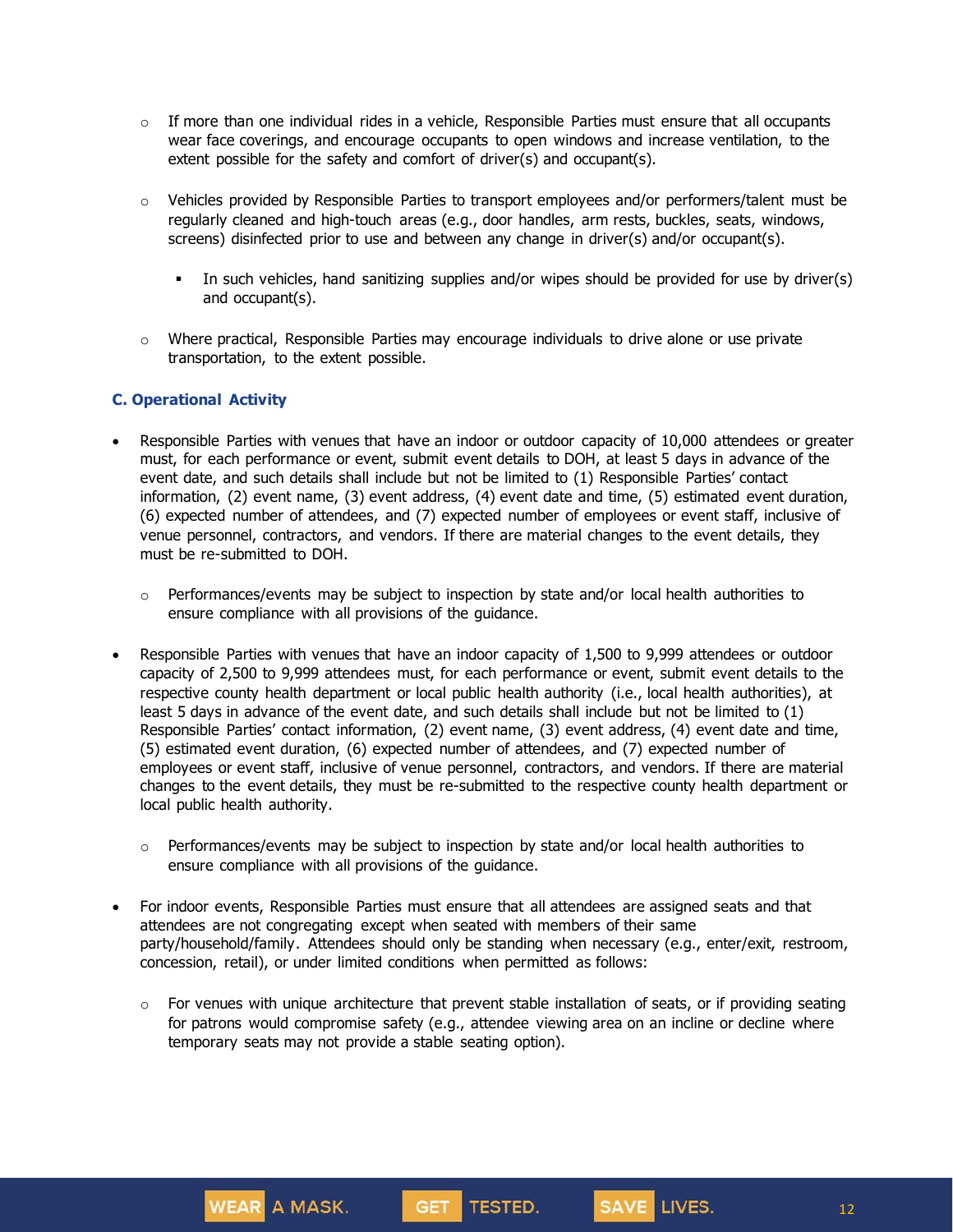- If more than one individual rides in a vehicle, Responsible Parties must ensure that all occupants wear face coverings, and encourage occupants to open windows and increase ventilation, to the extent possible for the safety and comfort of driver(s) and occupant(s).
    - Vehicles provided by Responsible Parties to transport employees and/or performers/talent must be regularly cleaned and high-touch areas (e.g., door handles, arm rests, buckles, seats, windows, screens) disinfected prior to use and between any change in driver(s) and/or occupant(s).
        - In such vehicles, hand sanitizing supplies and/or wipes should be provided for use by driver(s) and occupant(s).
    - Where practical, Responsible Parties may encourage individuals to drive alone or use private transportation, to the extent possible.

### C. Operational Activity

- Responsible Parties with venues that have an indoor or outdoor capacity of 10,000 attendees or greater must, for each performance or event, submit event details to DOH, at least 5 days in advance of the event date, and such details shall include but not be limited to (1) Responsible Parties' contact information, (2) event name, (3) event address, (4) event date and time, (5) estimated event duration, (6) expected number of attendees, and (7) expected number of employees or event staff, inclusive of venue personnel, contractors, and vendors. If there are material changes to the event details, they must be re-submitted to DOH.
    - Performances/events may be subject to inspection by state and/or local health authorities to ensure compliance with all provisions of the guidance.
- Responsible Parties with venues that have an indoor capacity of 1,500 to 9,999 attendees or outdoor capacity of 2,500 to 9,999 attendees must, for each performance or event, submit event details to the respective county health department or local public health authority (i.e., local health authorities), at least 5 days in advance of the event date, and such details shall include but not be limited to (1) Responsible Parties' contact information, (2) event name, (3) event address, (4) event date and time, (5) estimated event duration, (6) expected number of attendees, and (7) expected number of employees or event staff, inclusive of venue personnel, contractors, and vendors. If there are material changes to the event details, they must be re-submitted to the respective county health department or local public health authority.
    - Performances/events may be subject to inspection by state and/or local health authorities to ensure compliance with all provisions of the guidance.
- For indoor events, Responsible Parties must ensure that all attendees are assigned seats and that attendees are not congregating except when seated with members of their same party/household/family. Attendees should only be standing when necessary (e.g., enter/exit, restroom, concession, retail), or under limited conditions when permitted as follows:
    - For venues with unique architecture that prevent stable installation of seats, or if providing seating for patrons would compromise safety (e.g., attendee viewing area on an incline or decline where temporary seats may not provide a stable seating option).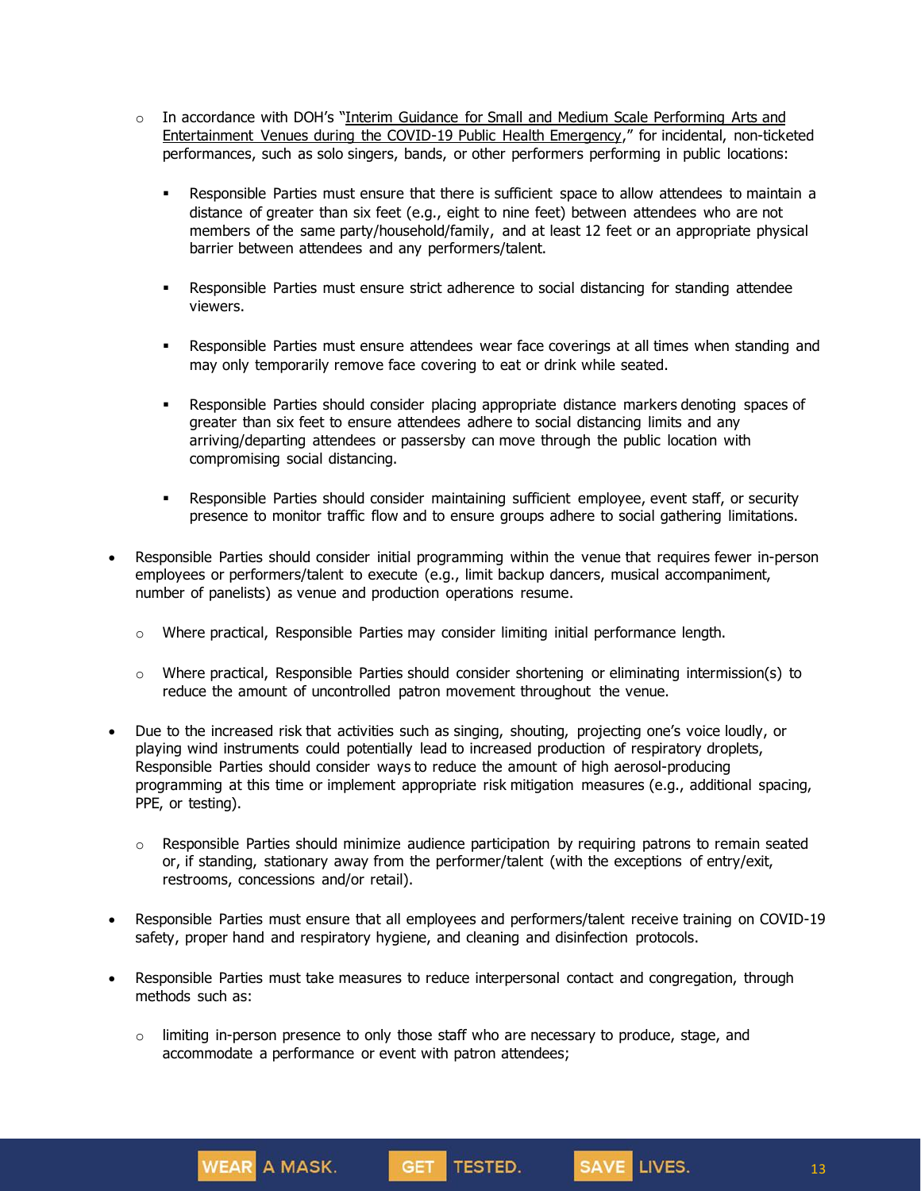- In accordance with DOH's "Interim Guidance for Small and Medium Scale Performing Arts and Entertainment Venues during the COVID-19 Public Health Emergency," for incidental, non-ticketed performances, such as solo singers, bands, or other performers performing in public locations:

    - Responsible Parties must ensure that there is sufficient space to allow attendees to maintain a distance of greater than six feet (e.g., eight to nine feet) between attendees who are not members of the same party/household/family, and at least 12 feet or an appropriate physical barrier between attendees and any performers/talent.

    - Responsible Parties must ensure strict adherence to social distancing for standing attendee viewers.

    - Responsible Parties must ensure attendees wear face coverings at all times when standing and may only temporarily remove face covering to eat or drink while seated.

    - Responsible Parties should consider placing appropriate distance markers denoting spaces of greater than six feet to ensure attendees adhere to social distancing limits and any arriving/departing attendees or passersby can move through the public location with compromising social distancing.

    - Responsible Parties should consider maintaining sufficient employee, event staff, or security presence to monitor traffic flow and to ensure groups adhere to social gathering limitations.

- Responsible Parties should consider initial programming within the venue that requires fewer in-person employees or performers/talent to execute (e.g., limit backup dancers, musical accompaniment, number of panelists) as venue and production operations resume.

  - Where practical, Responsible Parties may consider limiting initial performance length.

  - Where practical, Responsible Parties should consider shortening or eliminating intermission(s) to reduce the amount of uncontrolled patron movement throughout the venue.

- Due to the increased risk that activities such as singing, shouting, projecting one's voice loudly, or playing wind instruments could potentially lead to increased production of respiratory droplets, Responsible Parties should consider ways to reduce the amount of high aerosol-producing programming at this time or implement appropriate risk mitigation measures (e.g., additional spacing, PPE, or testing).

  - Responsible Parties should minimize audience participation by requiring patrons to remain seated or, if standing, stationary away from the performer/talent (with the exceptions of entry/exit, restrooms, concessions and/or retail).

- Responsible Parties must ensure that all employees and performers/talent receive training on COVID-19 safety, proper hand and respiratory hygiene, and cleaning and disinfection protocols.

- Responsible Parties must take measures to reduce interpersonal contact and congregation, through methods such as:

  - limiting in-person presence to only those staff who are necessary to produce, stage, and accommodate a performance or event with patron attendees;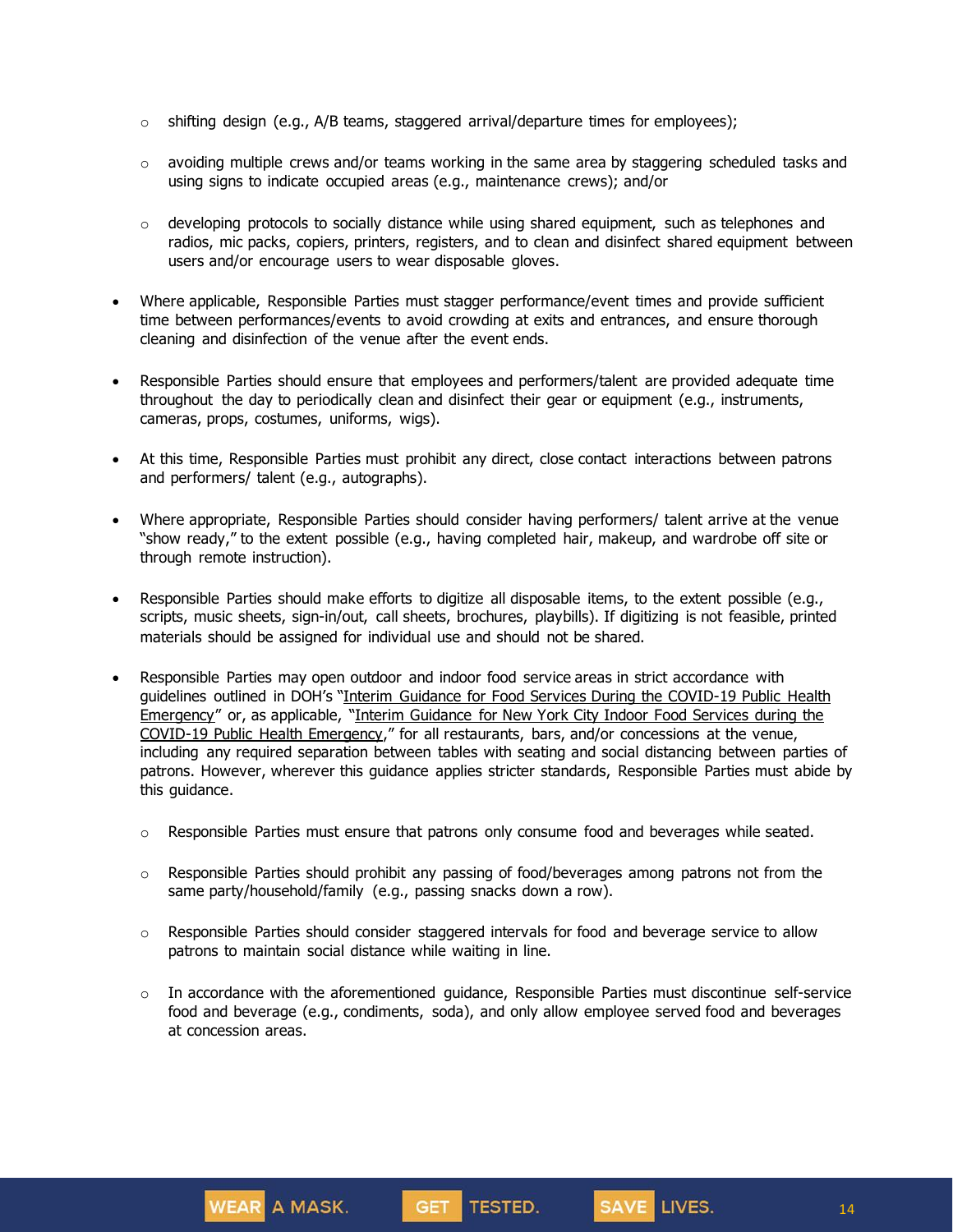- shifting design (e.g., A/B teams, staggered arrival/departure times for employees);

  - avoiding multiple crews and/or teams working in the same area by staggering scheduled tasks and using signs to indicate occupied areas (e.g., maintenance crews); and/or

  - developing protocols to socially distance while using shared equipment, such as telephones and radios, mic packs, copiers, printers, registers, and to clean and disinfect shared equipment between users and/or encourage users to wear disposable gloves.

- Where applicable, Responsible Parties must stagger performance/event times and provide sufficient time between performances/events to avoid crowding at exits and entrances, and ensure thorough cleaning and disinfection of the venue after the event ends.

- Responsible Parties should ensure that employees and performers/talent are provided adequate time throughout the day to periodically clean and disinfect their gear or equipment (e.g., instruments, cameras, props, costumes, uniforms, wigs).

- At this time, Responsible Parties must prohibit any direct, close contact interactions between patrons and performers/ talent (e.g., autographs).

- Where appropriate, Responsible Parties should consider having performers/ talent arrive at the venue "show ready," to the extent possible (e.g., having completed hair, makeup, and wardrobe off site or through remote instruction).

- Responsible Parties should make efforts to digitize all disposable items, to the extent possible (e.g., scripts, music sheets, sign-in/out, call sheets, brochures, playbills). If digitizing is not feasible, printed materials should be assigned for individual use and should not be shared.

- Responsible Parties may open outdoor and indoor food service areas in strict accordance with guidelines outlined in DOH's "Interim Guidance for Food Services During the COVID-19 Public Health Emergency" or, as applicable, "Interim Guidance for New York City Indoor Food Services during the COVID-19 Public Health Emergency," for all restaurants, bars, and/or concessions at the venue, including any required separation between tables with seating and social distancing between parties of patrons. However, wherever this guidance applies stricter standards, Responsible Parties must abide by this guidance.

  - Responsible Parties must ensure that patrons only consume food and beverages while seated.

  - Responsible Parties should prohibit any passing of food/beverages among patrons not from the same party/household/family (e.g., passing snacks down a row).

  - Responsible Parties should consider staggered intervals for food and beverage service to allow patrons to maintain social distance while waiting in line.

  - In accordance with the aforementioned guidance, Responsible Parties must discontinue self-service food and beverage (e.g., condiments, soda), and only allow employee served food and beverages at concession areas.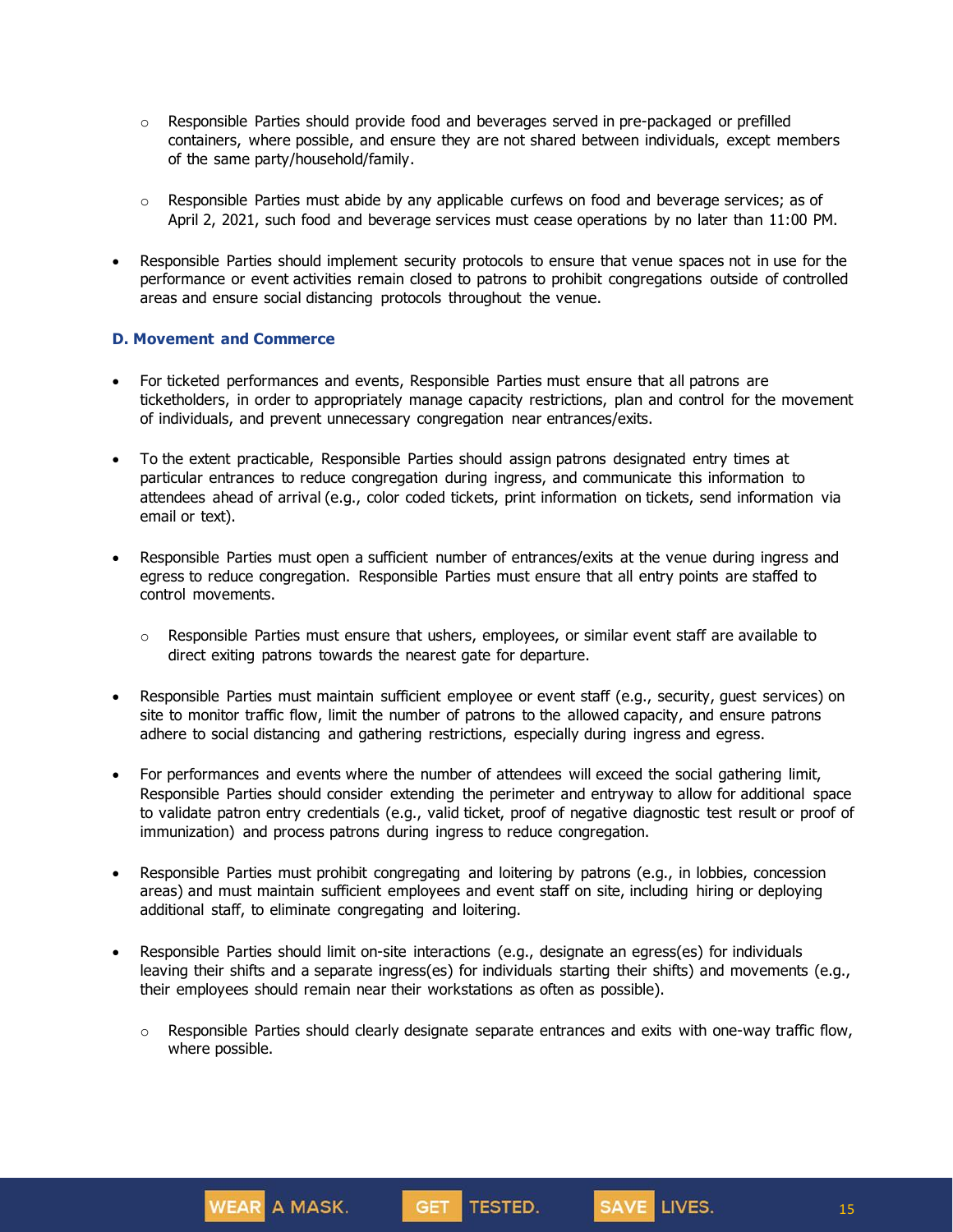- Responsible Parties should provide food and beverages served in pre-packaged or prefilled containers, where possible, and ensure they are not shared between individuals, except members of the same party/household/family.

  - Responsible Parties must abide by any applicable curfews on food and beverage services; as of April 2, 2021, such food and beverage services must cease operations by no later than 11:00 PM.

- Responsible Parties should implement security protocols to ensure that venue spaces not in use for the performance or event activities remain closed to patrons to prohibit congregations outside of controlled areas and ensure social distancing protocols throughout the venue.

### D. Movement and Commerce

- For ticketed performances and events, Responsible Parties must ensure that all patrons are ticketholders, in order to appropriately manage capacity restrictions, plan and control for the movement of individuals, and prevent unnecessary congregation near entrances/exits.

- To the extent practicable, Responsible Parties should assign patrons designated entry times at particular entrances to reduce congregation during ingress, and communicate this information to attendees ahead of arrival (e.g., color coded tickets, print information on tickets, send information via email or text).

- Responsible Parties must open a sufficient number of entrances/exits at the venue during ingress and egress to reduce congregation. Responsible Parties must ensure that all entry points are staffed to control movements.

  - Responsible Parties must ensure that ushers, employees, or similar event staff are available to direct exiting patrons towards the nearest gate for departure.

- Responsible Parties must maintain sufficient employee or event staff (e.g., security, guest services) on site to monitor traffic flow, limit the number of patrons to the allowed capacity, and ensure patrons adhere to social distancing and gathering restrictions, especially during ingress and egress.

- For performances and events where the number of attendees will exceed the social gathering limit, Responsible Parties should consider extending the perimeter and entryway to allow for additional space to validate patron entry credentials (e.g., valid ticket, proof of negative diagnostic test result or proof of immunization) and process patrons during ingress to reduce congregation.

- Responsible Parties must prohibit congregating and loitering by patrons (e.g., in lobbies, concession areas) and must maintain sufficient employees and event staff on site, including hiring or deploying additional staff, to eliminate congregating and loitering.

- Responsible Parties should limit on-site interactions (e.g., designate an egress(es) for individuals leaving their shifts and a separate ingress(es) for individuals starting their shifts) and movements (e.g., their employees should remain near their workstations as often as possible).

  - Responsible Parties should clearly designate separate entrances and exits with one-way traffic flow, where possible.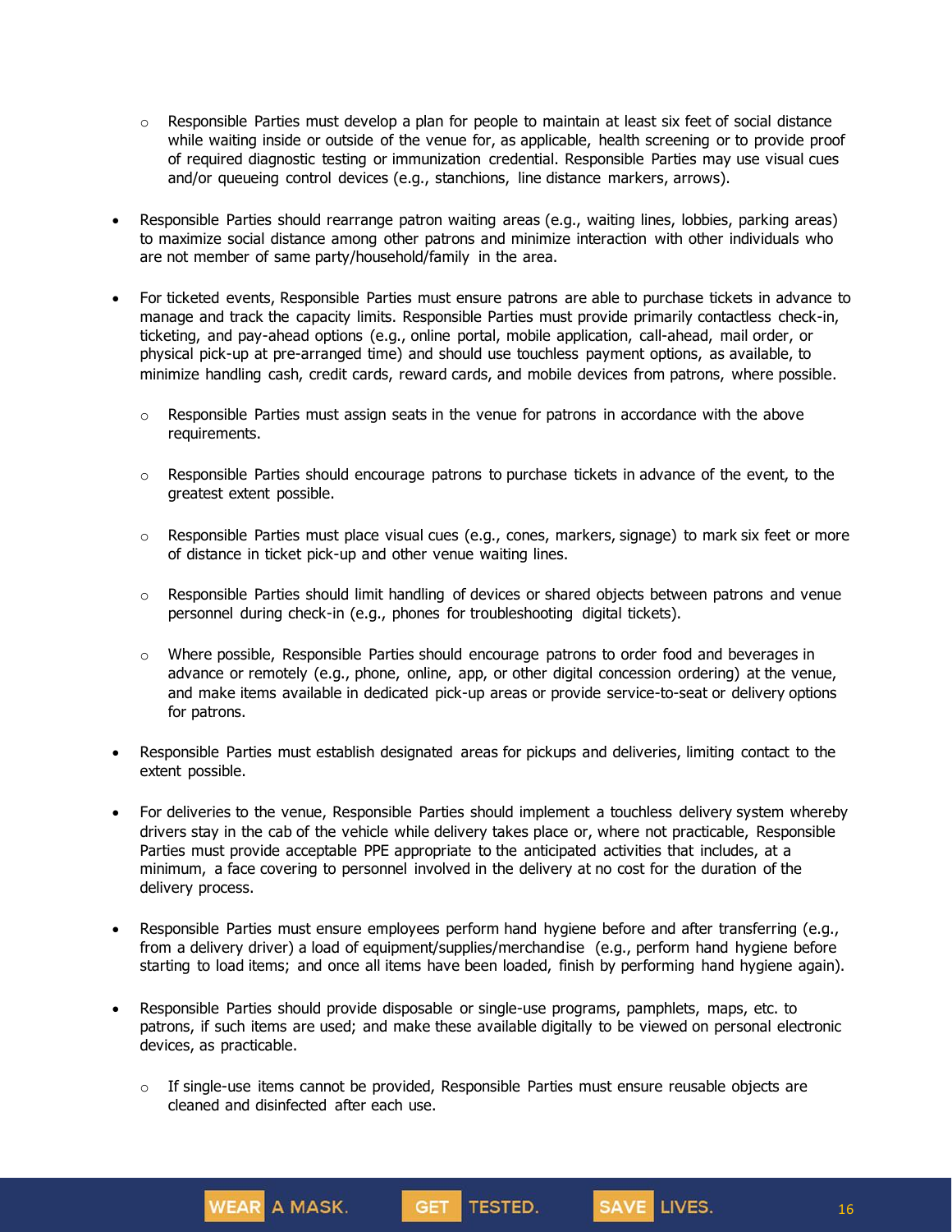- Responsible Parties must develop a plan for people to maintain at least six feet of social distance while waiting inside or outside of the venue for, as applicable, health screening or to provide proof of required diagnostic testing or immunization credential. Responsible Parties may use visual cues and/or queueing control devices (e.g., stanchions, line distance markers, arrows).

- Responsible Parties should rearrange patron waiting areas (e.g., waiting lines, lobbies, parking areas) to maximize social distance among other patrons and minimize interaction with other individuals who are not member of same party/household/family in the area.

- For ticketed events, Responsible Parties must ensure patrons are able to purchase tickets in advance to manage and track the capacity limits. Responsible Parties must provide primarily contactless check-in, ticketing, and pay-ahead options (e.g., online portal, mobile application, call-ahead, mail order, or physical pick-up at pre-arranged time) and should use touchless payment options, as available, to minimize handling cash, credit cards, reward cards, and mobile devices from patrons, where possible.
    - Responsible Parties must assign seats in the venue for patrons in accordance with the above requirements.
    - Responsible Parties should encourage patrons to purchase tickets in advance of the event, to the greatest extent possible.
    - Responsible Parties must place visual cues (e.g., cones, markers, signage) to mark six feet or more of distance in ticket pick-up and other venue waiting lines.
    - Responsible Parties should limit handling of devices or shared objects between patrons and venue personnel during check-in (e.g., phones for troubleshooting digital tickets).
    - Where possible, Responsible Parties should encourage patrons to order food and beverages in advance or remotely (e.g., phone, online, app, or other digital concession ordering) at the venue, and make items available in dedicated pick-up areas or provide service-to-seat or delivery options for patrons.

- Responsible Parties must establish designated areas for pickups and deliveries, limiting contact to the extent possible.

- For deliveries to the venue, Responsible Parties should implement a touchless delivery system whereby drivers stay in the cab of the vehicle while delivery takes place or, where not practicable, Responsible Parties must provide acceptable PPE appropriate to the anticipated activities that includes, at a minimum, a face covering to personnel involved in the delivery at no cost for the duration of the delivery process.

- Responsible Parties must ensure employees perform hand hygiene before and after transferring (e.g., from a delivery driver) a load of equipment/supplies/merchandise (e.g., perform hand hygiene before starting to load items; and once all items have been loaded, finish by performing hand hygiene again).

- Responsible Parties should provide disposable or single-use programs, pamphlets, maps, etc. to patrons, if such items are used; and make these available digitally to be viewed on personal electronic devices, as practicable.
    - If single-use items cannot be provided, Responsible Parties must ensure reusable objects are cleaned and disinfected after each use.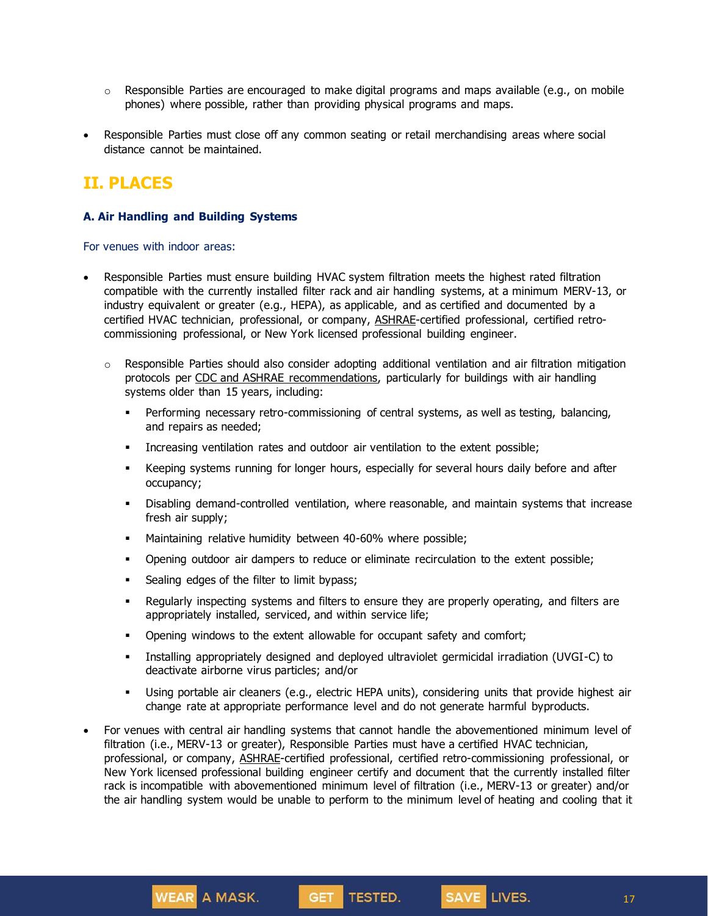- Responsible Parties are encouraged to make digital programs and maps available (e.g., on mobile phones) where possible, rather than providing physical programs and maps.

- Responsible Parties must close off any common seating or retail merchandising areas where social distance cannot be maintained.

## II. PLACES

### A. Air Handling and Building Systems

For venues with indoor areas:

- Responsible Parties must ensure building HVAC system filtration meets the highest rated filtration compatible with the currently installed filter rack and air handling systems, at a minimum MERV-13, or industry equivalent or greater (e.g., HEPA), as applicable, and as certified and documented by a certified HVAC technician, professional, or company, ASHRAE-certified professional, certified retro-commissioning professional, or New York licensed professional building engineer.
    - Responsible Parties should also consider adopting additional ventilation and air filtration mitigation protocols per CDC and ASHRAE recommendations, particularly for buildings with air handling systems older than 15 years, including:
        - Performing necessary retro-commissioning of central systems, as well as testing, balancing, and repairs as needed;
        - Increasing ventilation rates and outdoor air ventilation to the extent possible;
        - Keeping systems running for longer hours, especially for several hours daily before and after occupancy;
        - Disabling demand-controlled ventilation, where reasonable, and maintain systems that increase fresh air supply;
        - Maintaining relative humidity between 40-60% where possible;
        - Opening outdoor air dampers to reduce or eliminate recirculation to the extent possible;
        - Sealing edges of the filter to limit bypass;
        - Regularly inspecting systems and filters to ensure they are properly operating, and filters are appropriately installed, serviced, and within service life;
        - Opening windows to the extent allowable for occupant safety and comfort;
        - Installing appropriately designed and deployed ultraviolet germicidal irradiation (UVGI-C) to deactivate airborne virus particles; and/or
        - Using portable air cleaners (e.g., electric HEPA units), considering units that provide highest air change rate at appropriate performance level and do not generate harmful byproducts.

- For venues with central air handling systems that cannot handle the abovementioned minimum level of filtration (i.e., MERV-13 or greater), Responsible Parties must have a certified HVAC technician, professional, or company, ASHRAE-certified professional, certified retro-commissioning professional, or New York licensed professional building engineer certify and document that the currently installed filter rack is incompatible with abovementioned minimum level of filtration (i.e., MERV-13 or greater) and/or the air handling system would be unable to perform to the minimum level of heating and cooling that it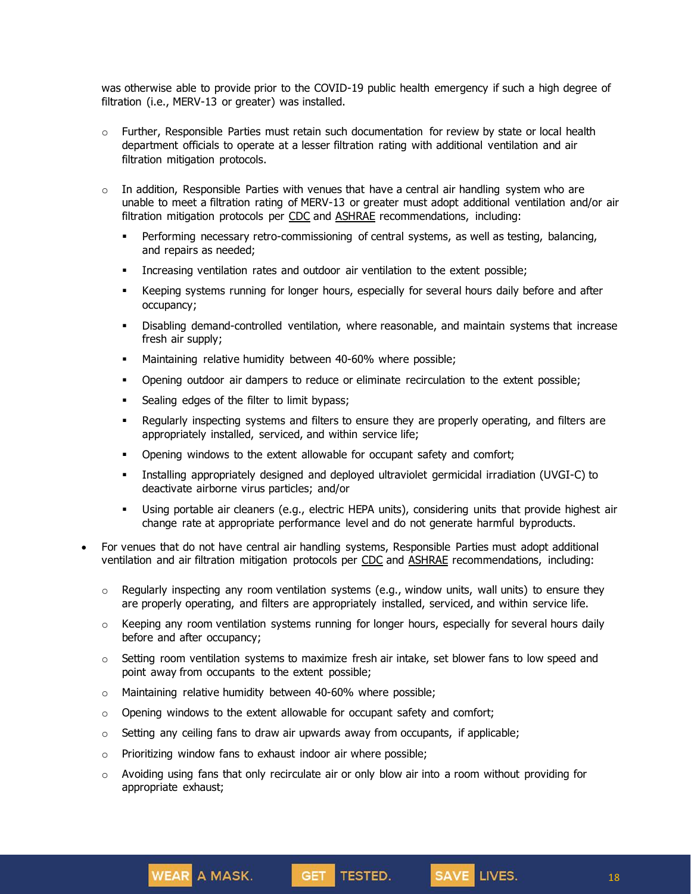was otherwise able to provide prior to the COVID-19 public health emergency if such a high degree of filtration (i.e., MERV-13 or greater) was installed.

- Further, Responsible Parties must retain such documentation for review by state or local health department officials to operate at a lesser filtration rating with additional ventilation and air filtration mitigation protocols.

- In addition, Responsible Parties with venues that have a central air handling system who are unable to meet a filtration rating of MERV-13 or greater must adopt additional ventilation and/or air filtration mitigation protocols per CDC and ASHRAE recommendations, including:
  - Performing necessary retro-commissioning of central systems, as well as testing, balancing, and repairs as needed;
  - Increasing ventilation rates and outdoor air ventilation to the extent possible;
  - Keeping systems running for longer hours, especially for several hours daily before and after occupancy;
  - Disabling demand-controlled ventilation, where reasonable, and maintain systems that increase fresh air supply;
  - Maintaining relative humidity between 40-60% where possible;
  - Opening outdoor air dampers to reduce or eliminate recirculation to the extent possible;
  - Sealing edges of the filter to limit bypass;
  - Regularly inspecting systems and filters to ensure they are properly operating, and filters are appropriately installed, serviced, and within service life;
  - Opening windows to the extent allowable for occupant safety and comfort;
  - Installing appropriately designed and deployed ultraviolet germicidal irradiation (UVGI-C) to deactivate airborne virus particles; and/or
  - Using portable air cleaners (e.g., electric HEPA units), considering units that provide highest air change rate at appropriate performance level and do not generate harmful byproducts.

- For venues that do not have central air handling systems, Responsible Parties must adopt additional ventilation and air filtration mitigation protocols per CDC and ASHRAE recommendations, including:
  - Regularly inspecting any room ventilation systems (e.g., window units, wall units) to ensure they are properly operating, and filters are appropriately installed, serviced, and within service life.
  - Keeping any room ventilation systems running for longer hours, especially for several hours daily before and after occupancy;
  - Setting room ventilation systems to maximize fresh air intake, set blower fans to low speed and point away from occupants to the extent possible;
  - Maintaining relative humidity between 40-60% where possible;
  - Opening windows to the extent allowable for occupant safety and comfort;
  - Setting any ceiling fans to draw air upwards away from occupants, if applicable;
  - Prioritizing window fans to exhaust indoor air where possible;
  - Avoiding using fans that only recirculate air or only blow air into a room without providing for appropriate exhaust;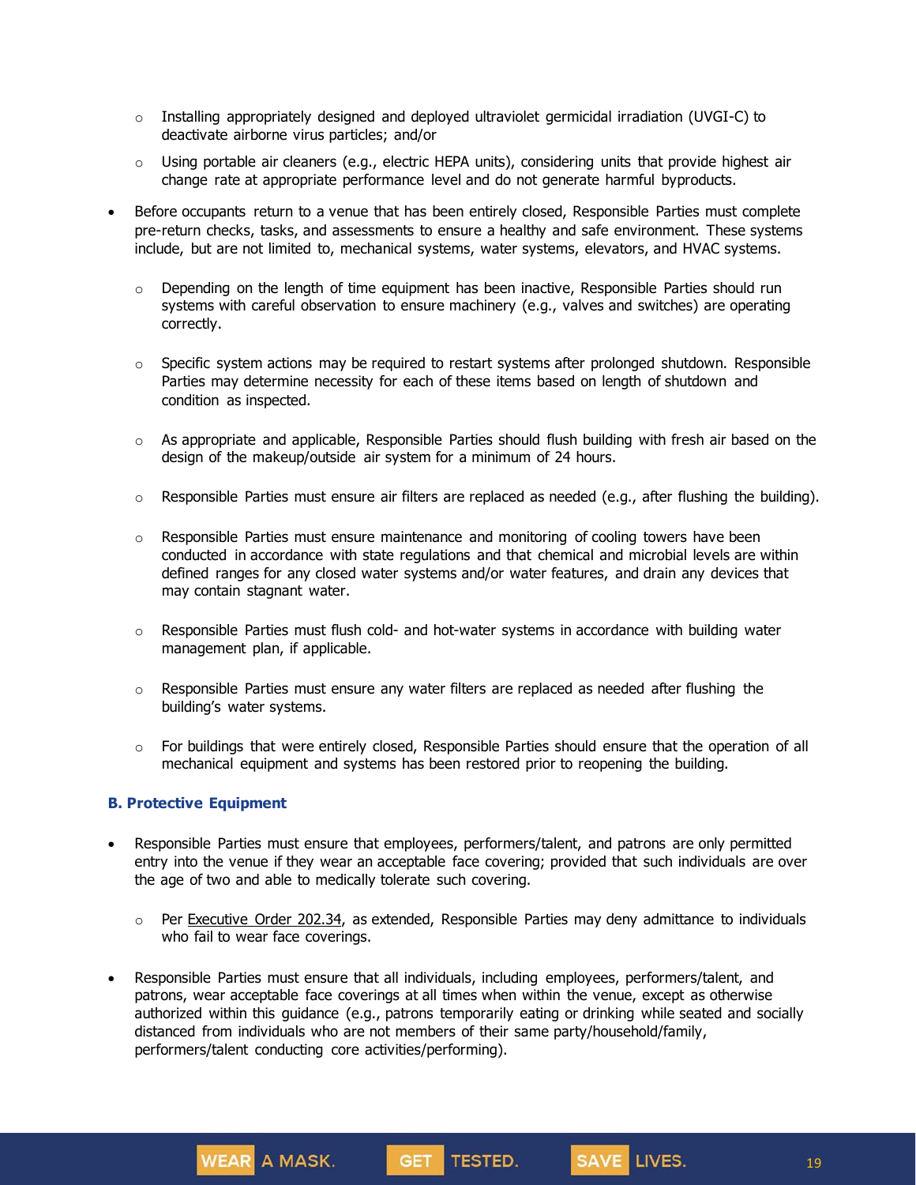- Installing appropriately designed and deployed ultraviolet germicidal irradiation (UVGI-C) to deactivate airborne virus particles; and/or
  - Using portable air cleaners (e.g., electric HEPA units), considering units that provide highest air change rate at appropriate performance level and do not generate harmful byproducts.

- Before occupants return to a venue that has been entirely closed, Responsible Parties must complete pre-return checks, tasks, and assessments to ensure a healthy and safe environment. These systems include, but are not limited to, mechanical systems, water systems, elevators, and HVAC systems.
  - Depending on the length of time equipment has been inactive, Responsible Parties should run systems with careful observation to ensure machinery (e.g., valves and switches) are operating correctly.
  - Specific system actions may be required to restart systems after prolonged shutdown. Responsible Parties may determine necessity for each of these items based on length of shutdown and condition as inspected.
  - As appropriate and applicable, Responsible Parties should flush building with fresh air based on the design of the makeup/outside air system for a minimum of 24 hours.
  - Responsible Parties must ensure air filters are replaced as needed (e.g., after flushing the building).
  - Responsible Parties must ensure maintenance and monitoring of cooling towers have been conducted in accordance with state regulations and that chemical and microbial levels are within defined ranges for any closed water systems and/or water features, and drain any devices that may contain stagnant water.
  - Responsible Parties must flush cold- and hot-water systems in accordance with building water management plan, if applicable.
  - Responsible Parties must ensure any water filters are replaced as needed after flushing the building's water systems.
  - For buildings that were entirely closed, Responsible Parties should ensure that the operation of all mechanical equipment and systems has been restored prior to reopening the building.

### B. Protective Equipment

- Responsible Parties must ensure that employees, performers/talent, and patrons are only permitted entry into the venue if they wear an acceptable face covering; provided that such individuals are over the age of two and able to medically tolerate such covering.
  - Per Executive Order 202.34, as extended, Responsible Parties may deny admittance to individuals who fail to wear face coverings.
- Responsible Parties must ensure that all individuals, including employees, performers/talent, and patrons, wear acceptable face coverings at all times when within the venue, except as otherwise authorized within this guidance (e.g., patrons temporarily eating or drinking while seated and socially distanced from individuals who are not members of their same party/household/family, performers/talent conducting core activities/performing).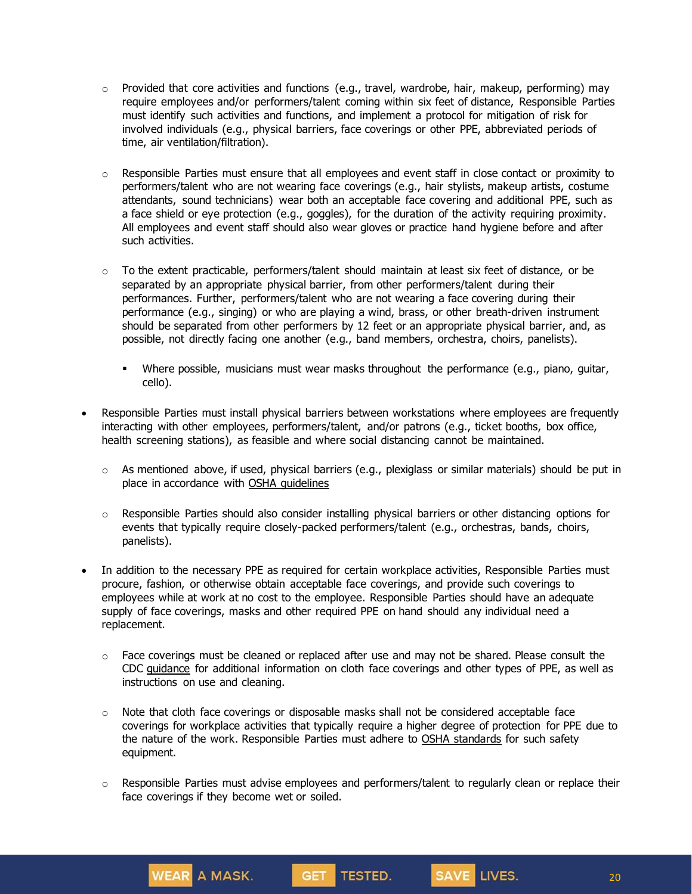- Provided that core activities and functions (e.g., travel, wardrobe, hair, makeup, performing) may require employees and/or performers/talent coming within six feet of distance, Responsible Parties must identify such activities and functions, and implement a protocol for mitigation of risk for involved individuals (e.g., physical barriers, face coverings or other PPE, abbreviated periods of time, air ventilation/filtration).

  - Responsible Parties must ensure that all employees and event staff in close contact or proximity to performers/talent who are not wearing face coverings (e.g., hair stylists, makeup artists, costume attendants, sound technicians) wear both an acceptable face covering and additional PPE, such as a face shield or eye protection (e.g., goggles), for the duration of the activity requiring proximity. All employees and event staff should also wear gloves or practice hand hygiene before and after such activities.

  - To the extent practicable, performers/talent should maintain at least six feet of distance, or be separated by an appropriate physical barrier, from other performers/talent during their performances. Further, performers/talent who are not wearing a face covering during their performance (e.g., singing) or who are playing a wind, brass, or other breath-driven instrument should be separated from other performers by 12 feet or an appropriate physical barrier, and, as possible, not directly facing one another (e.g., band members, orchestra, choirs, panelists).

    - Where possible, musicians must wear masks throughout the performance (e.g., piano, guitar, cello).

- Responsible Parties must install physical barriers between workstations where employees are frequently interacting with other employees, performers/talent, and/or patrons (e.g., ticket booths, box office, health screening stations), as feasible and where social distancing cannot be maintained.

  - As mentioned above, if used, physical barriers (e.g., plexiglass or similar materials) should be put in place in accordance with OSHA guidelines

  - Responsible Parties should also consider installing physical barriers or other distancing options for events that typically require closely-packed performers/talent (e.g., orchestras, bands, choirs, panelists).

- In addition to the necessary PPE as required for certain workplace activities, Responsible Parties must procure, fashion, or otherwise obtain acceptable face coverings, and provide such coverings to employees while at work at no cost to the employee. Responsible Parties should have an adequate supply of face coverings, masks and other required PPE on hand should any individual need a replacement.

  - Face coverings must be cleaned or replaced after use and may not be shared. Please consult the CDC guidance for additional information on cloth face coverings and other types of PPE, as well as instructions on use and cleaning.

  - Note that cloth face coverings or disposable masks shall not be considered acceptable face coverings for workplace activities that typically require a higher degree of protection for PPE due to the nature of the work. Responsible Parties must adhere to OSHA standards for such safety equipment.

  - Responsible Parties must advise employees and performers/talent to regularly clean or replace their face coverings if they become wet or soiled.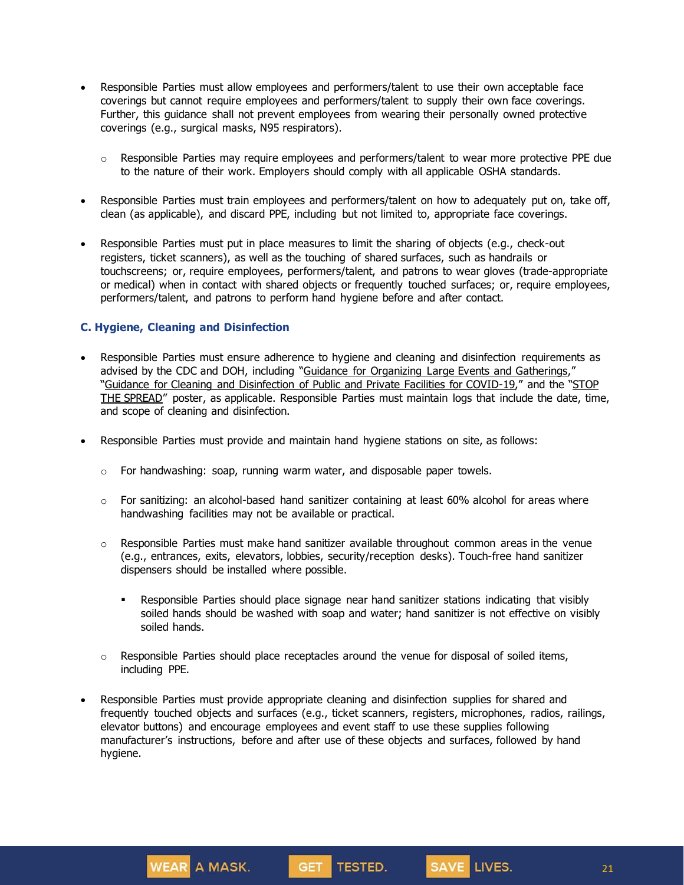- Responsible Parties must allow employees and performers/talent to use their own acceptable face coverings but cannot require employees and performers/talent to supply their own face coverings. Further, this guidance shall not prevent employees from wearing their personally owned protective coverings (e.g., surgical masks, N95 respirators).
  - Responsible Parties may require employees and performers/talent to wear more protective PPE due to the nature of their work. Employers should comply with all applicable OSHA standards.
- Responsible Parties must train employees and performers/talent on how to adequately put on, take off, clean (as applicable), and discard PPE, including but not limited to, appropriate face coverings.
- Responsible Parties must put in place measures to limit the sharing of objects (e.g., check-out registers, ticket scanners), as well as the touching of shared surfaces, such as handrails or touchscreens; or, require employees, performers/talent, and patrons to wear gloves (trade-appropriate or medical) when in contact with shared objects or frequently touched surfaces; or, require employees, performers/talent, and patrons to perform hand hygiene before and after contact.

### C. Hygiene, Cleaning and Disinfection

- Responsible Parties must ensure adherence to hygiene and cleaning and disinfection requirements as advised by the CDC and DOH, including "Guidance for Organizing Large Events and Gatherings," "Guidance for Cleaning and Disinfection of Public and Private Facilities for COVID-19," and the "STOP THE SPREAD" poster, as applicable. Responsible Parties must maintain logs that include the date, time, and scope of cleaning and disinfection.
- Responsible Parties must provide and maintain hand hygiene stations on site, as follows:
  - For handwashing: soap, running warm water, and disposable paper towels.
  - For sanitizing: an alcohol-based hand sanitizer containing at least 60% alcohol for areas where handwashing facilities may not be available or practical.
  - Responsible Parties must make hand sanitizer available throughout common areas in the venue (e.g., entrances, exits, elevators, lobbies, security/reception desks). Touch-free hand sanitizer dispensers should be installed where possible.
    - Responsible Parties should place signage near hand sanitizer stations indicating that visibly soiled hands should be washed with soap and water; hand sanitizer is not effective on visibly soiled hands.
  - Responsible Parties should place receptacles around the venue for disposal of soiled items, including PPE.
- Responsible Parties must provide appropriate cleaning and disinfection supplies for shared and frequently touched objects and surfaces (e.g., ticket scanners, registers, microphones, radios, railings, elevator buttons) and encourage employees and event staff to use these supplies following manufacturer's instructions, before and after use of these objects and surfaces, followed by hand hygiene.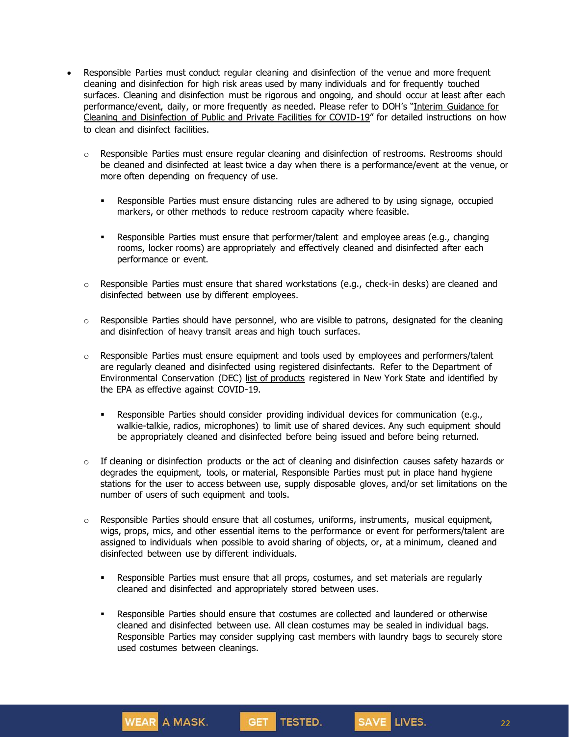- Responsible Parties must conduct regular cleaning and disinfection of the venue and more frequent cleaning and disinfection for high risk areas used by many individuals and for frequently touched surfaces. Cleaning and disinfection must be rigorous and ongoing, and should occur at least after each performance/event, daily, or more frequently as needed. Please refer to DOH's "Interim Guidance for Cleaning and Disinfection of Public and Private Facilities for COVID-19" for detailed instructions on how to clean and disinfect facilities.
  - Responsible Parties must ensure regular cleaning and disinfection of restrooms. Restrooms should be cleaned and disinfected at least twice a day when there is a performance/event at the venue, or more often depending on frequency of use.
    - Responsible Parties must ensure distancing rules are adhered to by using signage, occupied markers, or other methods to reduce restroom capacity where feasible.
    - Responsible Parties must ensure that performer/talent and employee areas (e.g., changing rooms, locker rooms) are appropriately and effectively cleaned and disinfected after each performance or event.
  - Responsible Parties must ensure that shared workstations (e.g., check-in desks) are cleaned and disinfected between use by different employees.
  - Responsible Parties should have personnel, who are visible to patrons, designated for the cleaning and disinfection of heavy transit areas and high touch surfaces.
  - Responsible Parties must ensure equipment and tools used by employees and performers/talent are regularly cleaned and disinfected using registered disinfectants. Refer to the Department of Environmental Conservation (DEC) list of products registered in New York State and identified by the EPA as effective against COVID-19.
    - Responsible Parties should consider providing individual devices for communication (e.g., walkie-talkie, radios, microphones) to limit use of shared devices. Any such equipment should be appropriately cleaned and disinfected before being issued and before being returned.
  - If cleaning or disinfection products or the act of cleaning and disinfection causes safety hazards or degrades the equipment, tools, or material, Responsible Parties must put in place hand hygiene stations for the user to access between use, supply disposable gloves, and/or set limitations on the number of users of such equipment and tools.
  - Responsible Parties should ensure that all costumes, uniforms, instruments, musical equipment, wigs, props, mics, and other essential items to the performance or event for performers/talent are assigned to individuals when possible to avoid sharing of objects, or, at a minimum, cleaned and disinfected between use by different individuals.
    - Responsible Parties must ensure that all props, costumes, and set materials are regularly cleaned and disinfected and appropriately stored between uses.
    - Responsible Parties should ensure that costumes are collected and laundered or otherwise cleaned and disinfected between use. All clean costumes may be sealed in individual bags. Responsible Parties may consider supplying cast members with laundry bags to securely store used costumes between cleanings.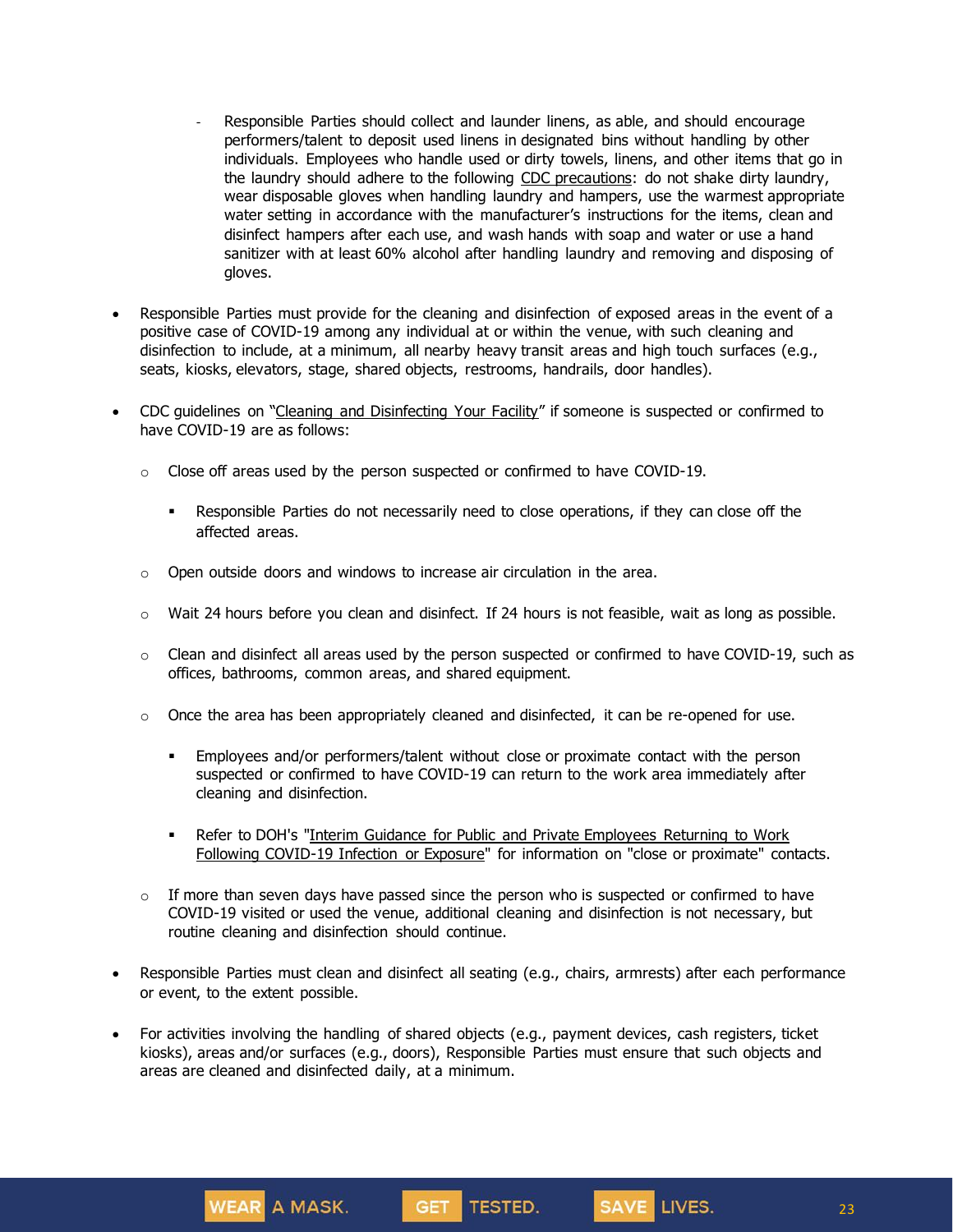- Responsible Parties should collect and launder linens, as able, and should encourage performers/talent to deposit used linens in designated bins without handling by other individuals. Employees who handle used or dirty towels, linens, and other items that go in the laundry should adhere to the following CDC precautions: do not shake dirty laundry, wear disposable gloves when handling laundry and hampers, use the warmest appropriate water setting in accordance with the manufacturer's instructions for the items, clean and disinfect hampers after each use, and wash hands with soap and water or use a hand sanitizer with at least 60% alcohol after handling laundry and removing and disposing of gloves.

- Responsible Parties must provide for the cleaning and disinfection of exposed areas in the event of a positive case of COVID-19 among any individual at or within the venue, with such cleaning and disinfection to include, at a minimum, all nearby heavy transit areas and high touch surfaces (e.g., seats, kiosks, elevators, stage, shared objects, restrooms, handrails, door handles).

- CDC guidelines on "Cleaning and Disinfecting Your Facility" if someone is suspected or confirmed to have COVID-19 are as follows:

  - Close off areas used by the person suspected or confirmed to have COVID-19.

    - Responsible Parties do not necessarily need to close operations, if they can close off the affected areas.

  - Open outside doors and windows to increase air circulation in the area.

  - Wait 24 hours before you clean and disinfect. If 24 hours is not feasible, wait as long as possible.

  - Clean and disinfect all areas used by the person suspected or confirmed to have COVID-19, such as offices, bathrooms, common areas, and shared equipment.

  - Once the area has been appropriately cleaned and disinfected, it can be re-opened for use.

    - Employees and/or performers/talent without close or proximate contact with the person suspected or confirmed to have COVID-19 can return to the work area immediately after cleaning and disinfection.

    - Refer to DOH's "Interim Guidance for Public and Private Employees Returning to Work Following COVID-19 Infection or Exposure" for information on "close or proximate" contacts.

  - If more than seven days have passed since the person who is suspected or confirmed to have COVID-19 visited or used the venue, additional cleaning and disinfection is not necessary, but routine cleaning and disinfection should continue.

- Responsible Parties must clean and disinfect all seating (e.g., chairs, armrests) after each performance or event, to the extent possible.

- For activities involving the handling of shared objects (e.g., payment devices, cash registers, ticket kiosks), areas and/or surfaces (e.g., doors), Responsible Parties must ensure that such objects and areas are cleaned and disinfected daily, at a minimum.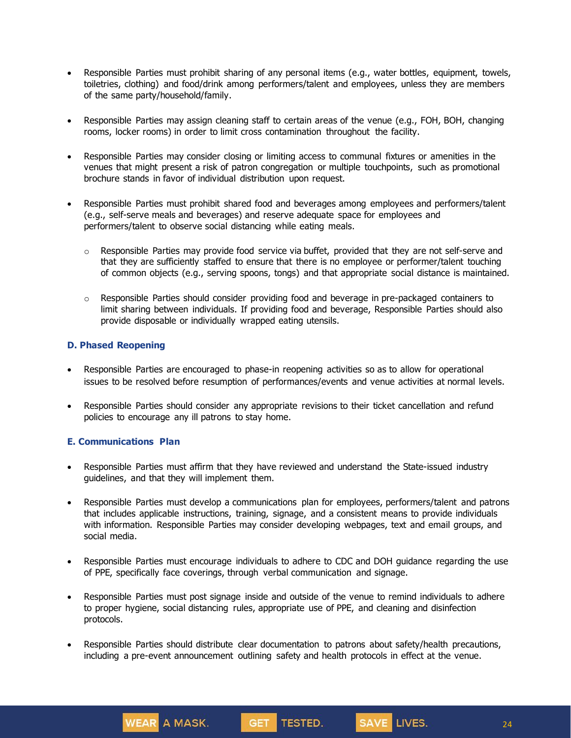- Responsible Parties must prohibit sharing of any personal items (e.g., water bottles, equipment, towels, toiletries, clothing) and food/drink among performers/talent and employees, unless they are members of the same party/household/family.

- Responsible Parties may assign cleaning staff to certain areas of the venue (e.g., FOH, BOH, changing rooms, locker rooms) in order to limit cross contamination throughout the facility.

- Responsible Parties may consider closing or limiting access to communal fixtures or amenities in the venues that might present a risk of patron congregation or multiple touchpoints, such as promotional brochure stands in favor of individual distribution upon request.

- Responsible Parties must prohibit shared food and beverages among employees and performers/talent (e.g., self-serve meals and beverages) and reserve adequate space for employees and performers/talent to observe social distancing while eating meals.

  - Responsible Parties may provide food service via buffet, provided that they are not self-serve and that they are sufficiently staffed to ensure that there is no employee or performer/talent touching of common objects (e.g., serving spoons, tongs) and that appropriate social distance is maintained.

  - Responsible Parties should consider providing food and beverage in pre-packaged containers to limit sharing between individuals. If providing food and beverage, Responsible Parties should also provide disposable or individually wrapped eating utensils.

### D. Phased Reopening

- Responsible Parties are encouraged to phase-in reopening activities so as to allow for operational issues to be resolved before resumption of performances/events and venue activities at normal levels.

- Responsible Parties should consider any appropriate revisions to their ticket cancellation and refund policies to encourage any ill patrons to stay home.

### E. Communications Plan

- Responsible Parties must affirm that they have reviewed and understand the State-issued industry guidelines, and that they will implement them.

- Responsible Parties must develop a communications plan for employees, performers/talent and patrons that includes applicable instructions, training, signage, and a consistent means to provide individuals with information. Responsible Parties may consider developing webpages, text and email groups, and social media.

- Responsible Parties must encourage individuals to adhere to CDC and DOH guidance regarding the use of PPE, specifically face coverings, through verbal communication and signage.

- Responsible Parties must post signage inside and outside of the venue to remind individuals to adhere to proper hygiene, social distancing rules, appropriate use of PPE, and cleaning and disinfection protocols.

- Responsible Parties should distribute clear documentation to patrons about safety/health precautions, including a pre-event announcement outlining safety and health protocols in effect at the venue.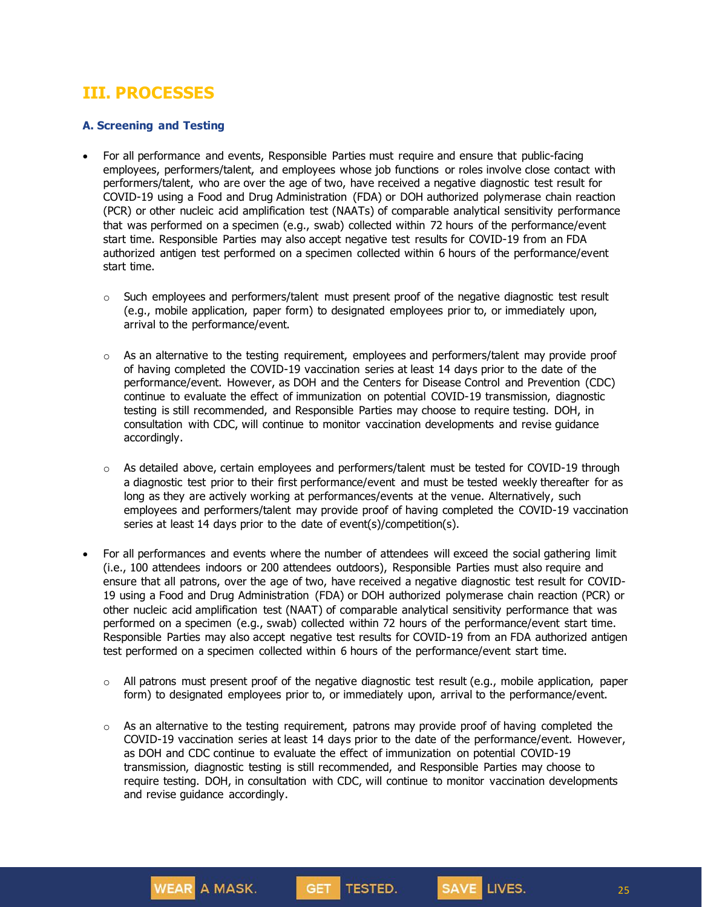## III. PROCESSES

### A. Screening and Testing

- For all performance and events, Responsible Parties must require and ensure that public-facing employees, performers/talent, and employees whose job functions or roles involve close contact with performers/talent, who are over the age of two, have received a negative diagnostic test result for COVID-19 using a Food and Drug Administration (FDA) or DOH authorized polymerase chain reaction (PCR) or other nucleic acid amplification test (NAATs) of comparable analytical sensitivity performance that was performed on a specimen (e.g., swab) collected within 72 hours of the performance/event start time. Responsible Parties may also accept negative test results for COVID-19 from an FDA authorized antigen test performed on a specimen collected within 6 hours of the performance/event start time.
  - Such employees and performers/talent must present proof of the negative diagnostic test result (e.g., mobile application, paper form) to designated employees prior to, or immediately upon, arrival to the performance/event.
  - As an alternative to the testing requirement, employees and performers/talent may provide proof of having completed the COVID-19 vaccination series at least 14 days prior to the date of the performance/event. However, as DOH and the Centers for Disease Control and Prevention (CDC) continue to evaluate the effect of immunization on potential COVID-19 transmission, diagnostic testing is still recommended, and Responsible Parties may choose to require testing. DOH, in consultation with CDC, will continue to monitor vaccination developments and revise guidance accordingly.
  - As detailed above, certain employees and performers/talent must be tested for COVID-19 through a diagnostic test prior to their first performance/event and must be tested weekly thereafter for as long as they are actively working at performances/events at the venue. Alternatively, such employees and performers/talent may provide proof of having completed the COVID-19 vaccination series at least 14 days prior to the date of event(s)/competition(s).
- For all performances and events where the number of attendees will exceed the social gathering limit (i.e., 100 attendees indoors or 200 attendees outdoors), Responsible Parties must also require and ensure that all patrons, over the age of two, have received a negative diagnostic test result for COVID-19 using a Food and Drug Administration (FDA) or DOH authorized polymerase chain reaction (PCR) or other nucleic acid amplification test (NAAT) of comparable analytical sensitivity performance that was performed on a specimen (e.g., swab) collected within 72 hours of the performance/event start time. Responsible Parties may also accept negative test results for COVID-19 from an FDA authorized antigen test performed on a specimen collected within 6 hours of the performance/event start time.
  - All patrons must present proof of the negative diagnostic test result (e.g., mobile application, paper form) to designated employees prior to, or immediately upon, arrival to the performance/event.
  - As an alternative to the testing requirement, patrons may provide proof of having completed the COVID-19 vaccination series at least 14 days prior to the date of the performance/event. However, as DOH and CDC continue to evaluate the effect of immunization on potential COVID-19 transmission, diagnostic testing is still recommended, and Responsible Parties may choose to require testing. DOH, in consultation with CDC, will continue to monitor vaccination developments and revise guidance accordingly.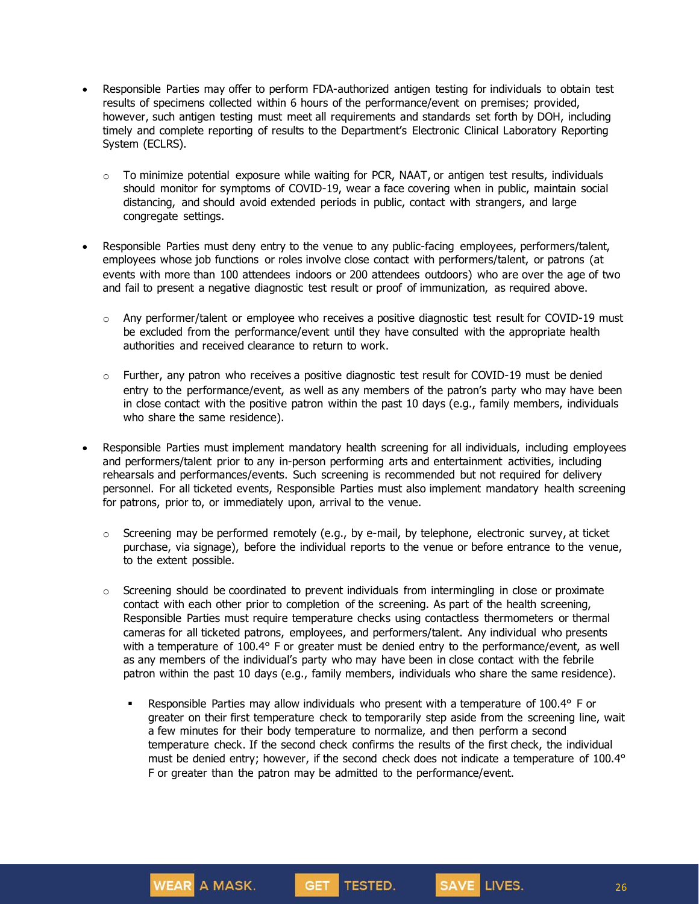- Responsible Parties may offer to perform FDA-authorized antigen testing for individuals to obtain test results of specimens collected within 6 hours of the performance/event on premises; provided, however, such antigen testing must meet all requirements and standards set forth by DOH, including timely and complete reporting of results to the Department's Electronic Clinical Laboratory Reporting System (ECLRS).
  - To minimize potential exposure while waiting for PCR, NAAT, or antigen test results, individuals should monitor for symptoms of COVID-19, wear a face covering when in public, maintain social distancing, and should avoid extended periods in public, contact with strangers, and large congregate settings.
- Responsible Parties must deny entry to the venue to any public-facing employees, performers/talent, employees whose job functions or roles involve close contact with performers/talent, or patrons (at events with more than 100 attendees indoors or 200 attendees outdoors) who are over the age of two and fail to present a negative diagnostic test result or proof of immunization, as required above.
  - Any performer/talent or employee who receives a positive diagnostic test result for COVID-19 must be excluded from the performance/event until they have consulted with the appropriate health authorities and received clearance to return to work.
  - Further, any patron who receives a positive diagnostic test result for COVID-19 must be denied entry to the performance/event, as well as any members of the patron's party who may have been in close contact with the positive patron within the past 10 days (e.g., family members, individuals who share the same residence).
- Responsible Parties must implement mandatory health screening for all individuals, including employees and performers/talent prior to any in-person performing arts and entertainment activities, including rehearsals and performances/events. Such screening is recommended but not required for delivery personnel. For all ticketed events, Responsible Parties must also implement mandatory health screening for patrons, prior to, or immediately upon, arrival to the venue.
  - Screening may be performed remotely (e.g., by e-mail, by telephone, electronic survey, at ticket purchase, via signage), before the individual reports to the venue or before entrance to the venue, to the extent possible.
  - Screening should be coordinated to prevent individuals from intermingling in close or proximate contact with each other prior to completion of the screening. As part of the health screening, Responsible Parties must require temperature checks using contactless thermometers or thermal cameras for all ticketed patrons, employees, and performers/talent. Any individual who presents with a temperature of 100.4° F or greater must be denied entry to the performance/event, as well as any members of the individual's party who may have been in close contact with the febrile patron within the past 10 days (e.g., family members, individuals who share the same residence).
    - Responsible Parties may allow individuals who present with a temperature of 100.4° F or greater on their first temperature check to temporarily step aside from the screening line, wait a few minutes for their body temperature to normalize, and then perform a second temperature check. If the second check confirms the results of the first check, the individual must be denied entry; however, if the second check does not indicate a temperature of 100.4° F or greater than the patron may be admitted to the performance/event.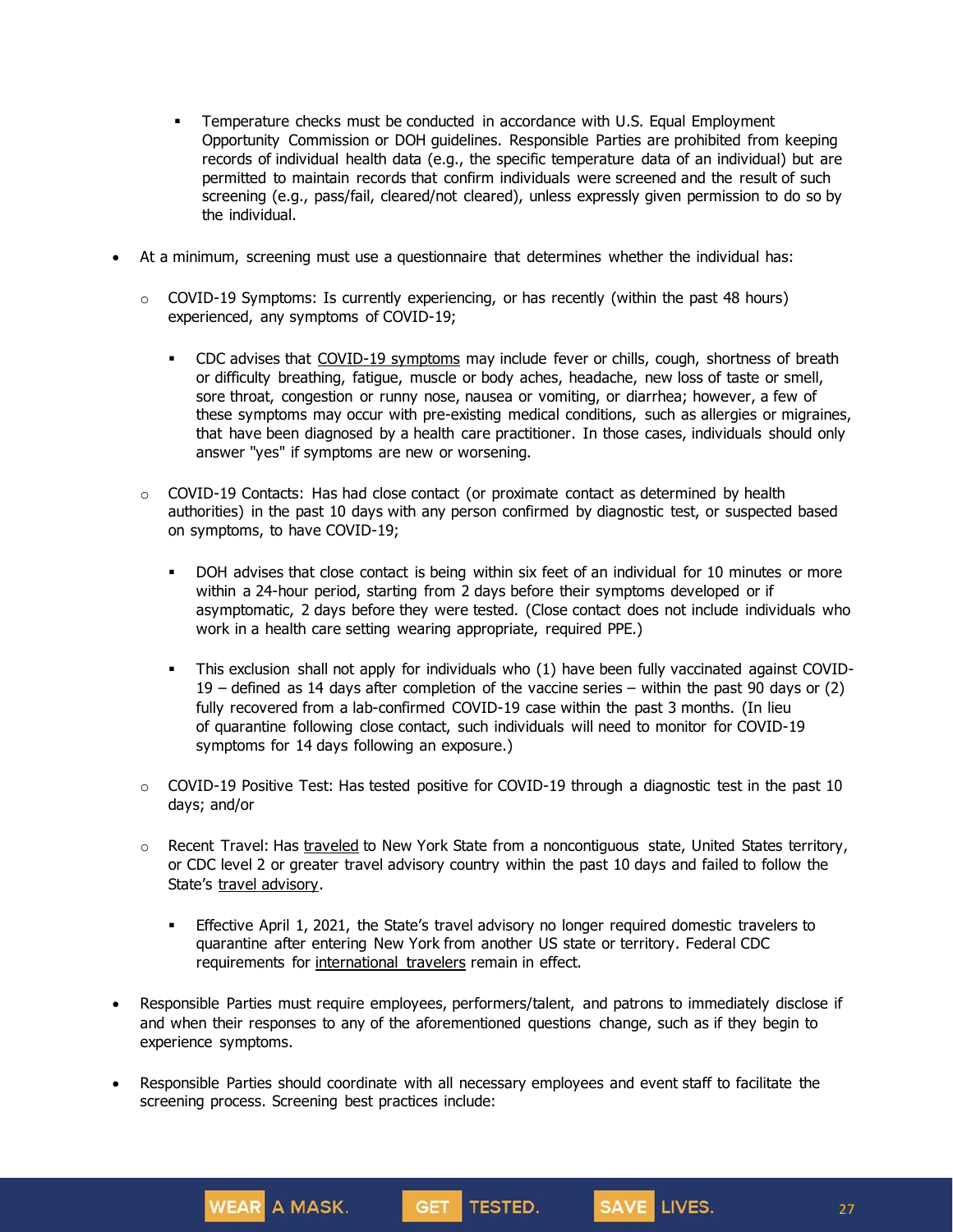- Temperature checks must be conducted in accordance with U.S. Equal Employment Opportunity Commission or DOH guidelines. Responsible Parties are prohibited from keeping records of individual health data (e.g., the specific temperature data of an individual) but are permitted to maintain records that confirm individuals were screened and the result of such screening (e.g., pass/fail, cleared/not cleared), unless expressly given permission to do so by the individual.

- At a minimum, screening must use a questionnaire that determines whether the individual has:
    - COVID-19 Symptoms: Is currently experiencing, or has recently (within the past 48 hours) experienced, any symptoms of COVID-19;
        - CDC advises that COVID-19 symptoms may include fever or chills, cough, shortness of breath or difficulty breathing, fatigue, muscle or body aches, headache, new loss of taste or smell, sore throat, congestion or runny nose, nausea or vomiting, or diarrhea; however, a few of these symptoms may occur with pre-existing medical conditions, such as allergies or migraines, that have been diagnosed by a health care practitioner. In those cases, individuals should only answer "yes" if symptoms are new or worsening.
    - COVID-19 Contacts: Has had close contact (or proximate contact as determined by health authorities) in the past 10 days with any person confirmed by diagnostic test, or suspected based on symptoms, to have COVID-19;
        - DOH advises that close contact is being within six feet of an individual for 10 minutes or more within a 24-hour period, starting from 2 days before their symptoms developed or if asymptomatic, 2 days before they were tested. (Close contact does not include individuals who work in a health care setting wearing appropriate, required PPE.)
        - This exclusion shall not apply for individuals who (1) have been fully vaccinated against COVID-19 – defined as 14 days after completion of the vaccine series – within the past 90 days or (2) fully recovered from a lab-confirmed COVID-19 case within the past 3 months. (In lieu of quarantine following close contact, such individuals will need to monitor for COVID-19 symptoms for 14 days following an exposure.)
    - COVID-19 Positive Test: Has tested positive for COVID-19 through a diagnostic test in the past 10 days; and/or
    - Recent Travel: Has traveled to New York State from a noncontiguous state, United States territory, or CDC level 2 or greater travel advisory country within the past 10 days and failed to follow the State's travel advisory.
        - Effective April 1, 2021, the State's travel advisory no longer required domestic travelers to quarantine after entering New York from another US state or territory. Federal CDC requirements for international travelers remain in effect.
- Responsible Parties must require employees, performers/talent, and patrons to immediately disclose if and when their responses to any of the aforementioned questions change, such as if they begin to experience symptoms.
- Responsible Parties should coordinate with all necessary employees and event staff to facilitate the screening process. Screening best practices include: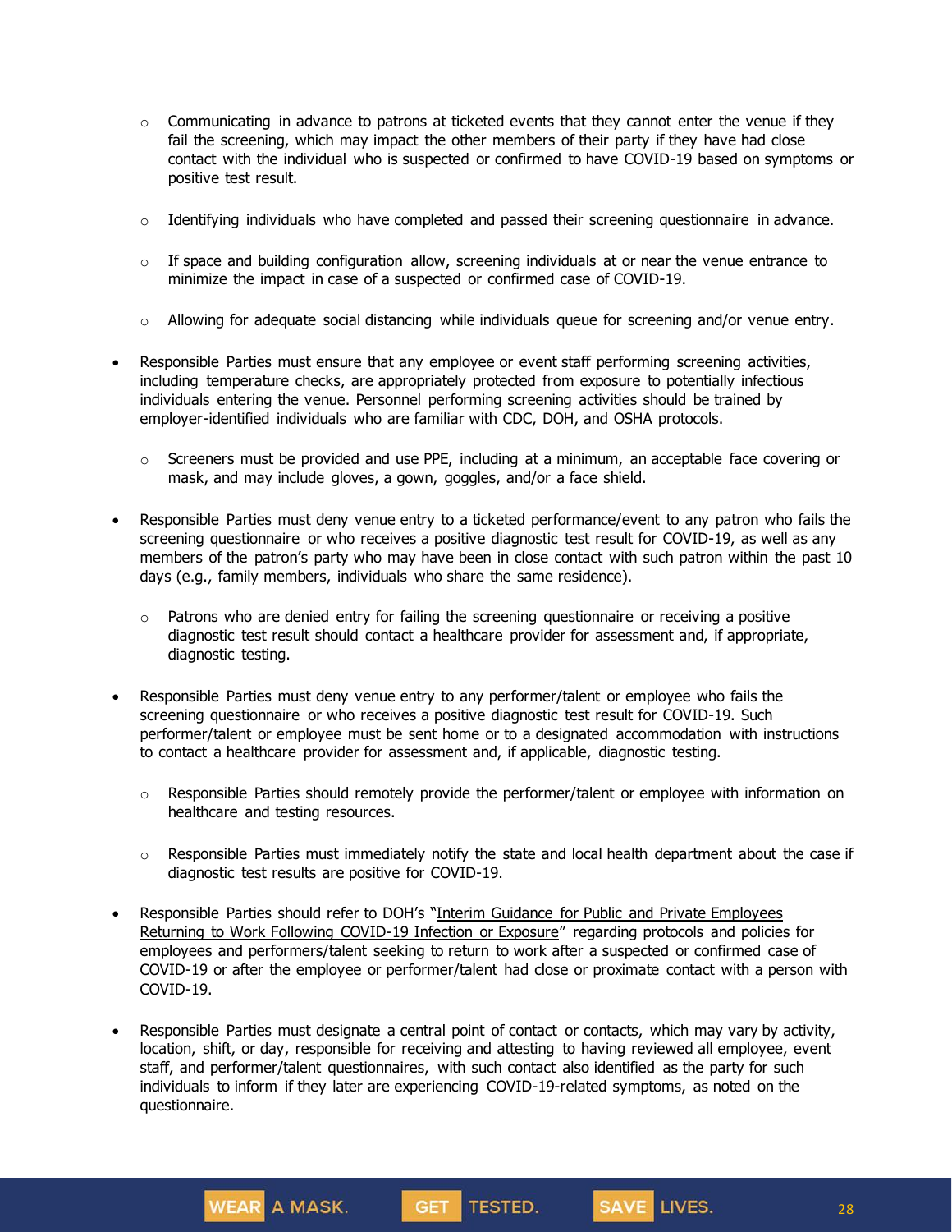- Communicating in advance to patrons at ticketed events that they cannot enter the venue if they fail the screening, which may impact the other members of their party if they have had close contact with the individual who is suspected or confirmed to have COVID-19 based on symptoms or positive test result.

  - Identifying individuals who have completed and passed their screening questionnaire in advance.

  - If space and building configuration allow, screening individuals at or near the venue entrance to minimize the impact in case of a suspected or confirmed case of COVID-19.

  - Allowing for adequate social distancing while individuals queue for screening and/or venue entry.

- Responsible Parties must ensure that any employee or event staff performing screening activities, including temperature checks, are appropriately protected from exposure to potentially infectious individuals entering the venue. Personnel performing screening activities should be trained by employer-identified individuals who are familiar with CDC, DOH, and OSHA protocols.

  - Screeners must be provided and use PPE, including at a minimum, an acceptable face covering or mask, and may include gloves, a gown, goggles, and/or a face shield.

- Responsible Parties must deny venue entry to a ticketed performance/event to any patron who fails the screening questionnaire or who receives a positive diagnostic test result for COVID-19, as well as any members of the patron's party who may have been in close contact with such patron within the past 10 days (e.g., family members, individuals who share the same residence).

  - Patrons who are denied entry for failing the screening questionnaire or receiving a positive diagnostic test result should contact a healthcare provider for assessment and, if appropriate, diagnostic testing.

- Responsible Parties must deny venue entry to any performer/talent or employee who fails the screening questionnaire or who receives a positive diagnostic test result for COVID-19. Such performer/talent or employee must be sent home or to a designated accommodation with instructions to contact a healthcare provider for assessment and, if applicable, diagnostic testing.

  - Responsible Parties should remotely provide the performer/talent or employee with information on healthcare and testing resources.

  - Responsible Parties must immediately notify the state and local health department about the case if diagnostic test results are positive for COVID-19.

- Responsible Parties should refer to DOH's "Interim Guidance for Public and Private Employees Returning to Work Following COVID-19 Infection or Exposure" regarding protocols and policies for employees and performers/talent seeking to return to work after a suspected or confirmed case of COVID-19 or after the employee or performer/talent had close or proximate contact with a person with COVID-19.

- Responsible Parties must designate a central point of contact or contacts, which may vary by activity, location, shift, or day, responsible for receiving and attesting to having reviewed all employee, event staff, and performer/talent questionnaires, with such contact also identified as the party for such individuals to inform if they later are experiencing COVID-19-related symptoms, as noted on the questionnaire.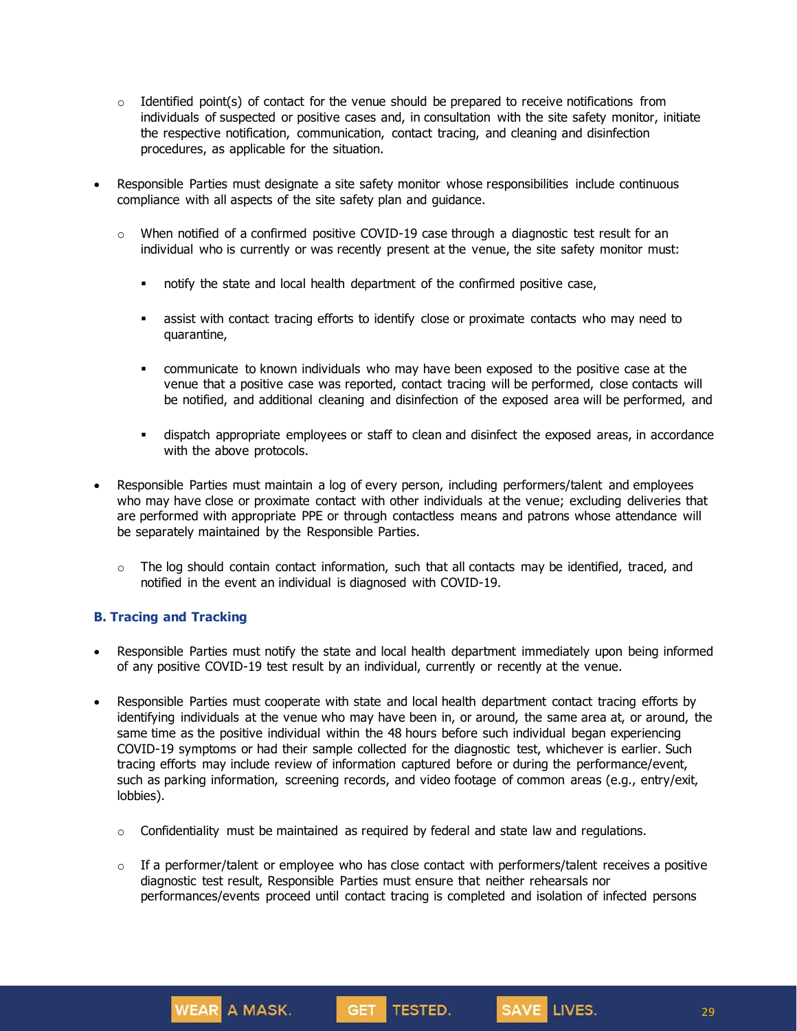- Identified point(s) of contact for the venue should be prepared to receive notifications from individuals of suspected or positive cases and, in consultation with the site safety monitor, initiate the respective notification, communication, contact tracing, and cleaning and disinfection procedures, as applicable for the situation.

- Responsible Parties must designate a site safety monitor whose responsibilities include continuous compliance with all aspects of the site safety plan and guidance.

  - When notified of a confirmed positive COVID-19 case through a diagnostic test result for an individual who is currently or was recently present at the venue, the site safety monitor must:

    - notify the state and local health department of the confirmed positive case,

    - assist with contact tracing efforts to identify close or proximate contacts who may need to quarantine,

    - communicate to known individuals who may have been exposed to the positive case at the venue that a positive case was reported, contact tracing will be performed, close contacts will be notified, and additional cleaning and disinfection of the exposed area will be performed, and

    - dispatch appropriate employees or staff to clean and disinfect the exposed areas, in accordance with the above protocols.

- Responsible Parties must maintain a log of every person, including performers/talent and employees who may have close or proximate contact with other individuals at the venue; excluding deliveries that are performed with appropriate PPE or through contactless means and patrons whose attendance will be separately maintained by the Responsible Parties.

  - The log should contain contact information, such that all contacts may be identified, traced, and notified in the event an individual is diagnosed with COVID-19.

### B. Tracing and Tracking

- Responsible Parties must notify the state and local health department immediately upon being informed of any positive COVID-19 test result by an individual, currently or recently at the venue.

- Responsible Parties must cooperate with state and local health department contact tracing efforts by identifying individuals at the venue who may have been in, or around, the same area at, or around, the same time as the positive individual within the 48 hours before such individual began experiencing COVID-19 symptoms or had their sample collected for the diagnostic test, whichever is earlier. Such tracing efforts may include review of information captured before or during the performance/event, such as parking information, screening records, and video footage of common areas (e.g., entry/exit, lobbies).

  - Confidentiality must be maintained as required by federal and state law and regulations.

  - If a performer/talent or employee who has close contact with performers/talent receives a positive diagnostic test result, Responsible Parties must ensure that neither rehearsals nor performances/events proceed until contact tracing is completed and isolation of infected persons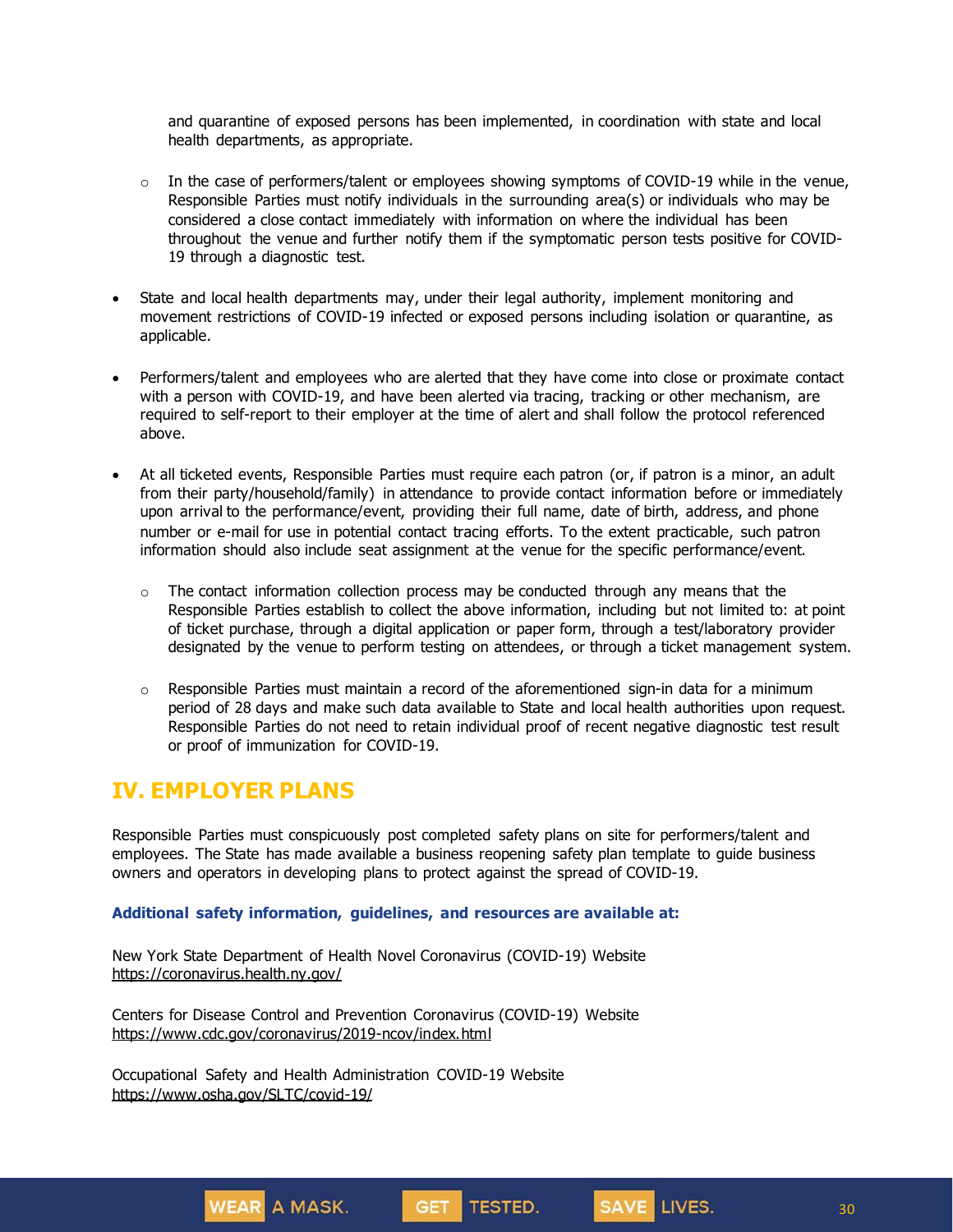and quarantine of exposed persons has been implemented, in coordination with state and local health departments, as appropriate.

  - In the case of performers/talent or employees showing symptoms of COVID-19 while in the venue, Responsible Parties must notify individuals in the surrounding area(s) or individuals who may be considered a close contact immediately with information on where the individual has been throughout the venue and further notify them if the symptomatic person tests positive for COVID-19 through a diagnostic test.

- State and local health departments may, under their legal authority, implement monitoring and movement restrictions of COVID-19 infected or exposed persons including isolation or quarantine, as applicable.

- Performers/talent and employees who are alerted that they have come into close or proximate contact with a person with COVID-19, and have been alerted via tracing, tracking or other mechanism, are required to self-report to their employer at the time of alert and shall follow the protocol referenced above.

- At all ticketed events, Responsible Parties must require each patron (or, if patron is a minor, an adult from their party/household/family) in attendance to provide contact information before or immediately upon arrival to the performance/event, providing their full name, date of birth, address, and phone number or e-mail for use in potential contact tracing efforts. To the extent practicable, such patron information should also include seat assignment at the venue for the specific performance/event.

  - The contact information collection process may be conducted through any means that the Responsible Parties establish to collect the above information, including but not limited to: at point of ticket purchase, through a digital application or paper form, through a test/laboratory provider designated by the venue to perform testing on attendees, or through a ticket management system.

  - Responsible Parties must maintain a record of the aforementioned sign-in data for a minimum period of 28 days and make such data available to State and local health authorities upon request. Responsible Parties do not need to retain individual proof of recent negative diagnostic test result or proof of immunization for COVID-19.

## IV. EMPLOYER PLANS

Responsible Parties must conspicuously post completed safety plans on site for performers/talent and employees. The State has made available a business reopening safety plan template to guide business owners and operators in developing plans to protect against the spread of COVID-19.

**Additional safety information, guidelines, and resources are available at:**

New York State Department of Health Novel Coronavirus (COVID-19) Website
https://coronavirus.health.ny.gov/

Centers for Disease Control and Prevention Coronavirus (COVID-19) Website
https://www.cdc.gov/coronavirus/2019-ncov/index.html

Occupational Safety and Health Administration COVID-19 Website
https://www.osha.gov/SLTC/covid-19/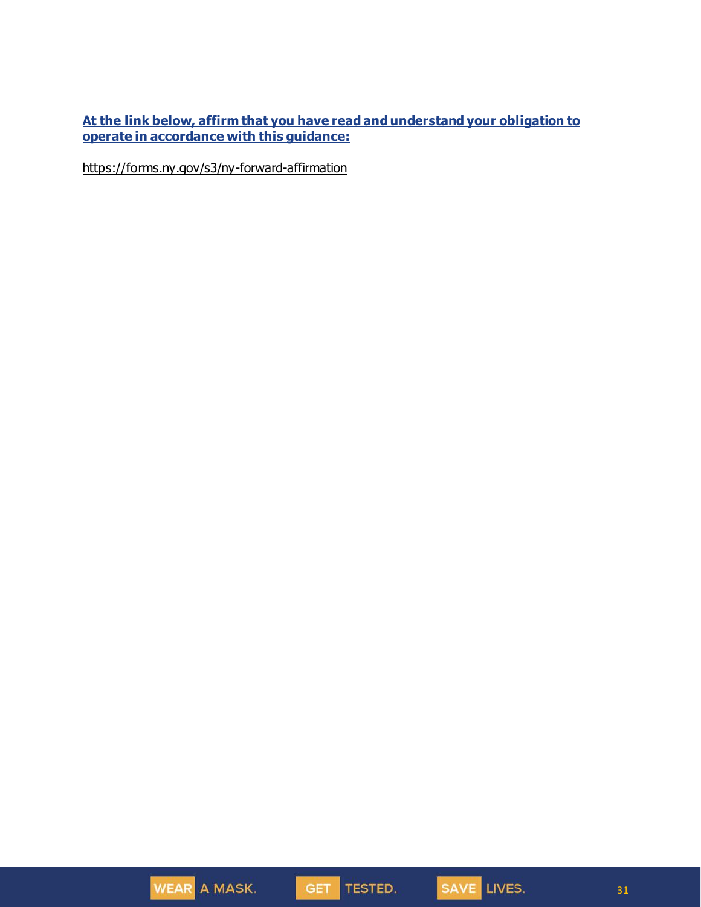**At the link below, affirm that you have read and understand your obligation to operate in accordance with this guidance:**

https://forms.ny.gov/s3/ny-forward-affirmation